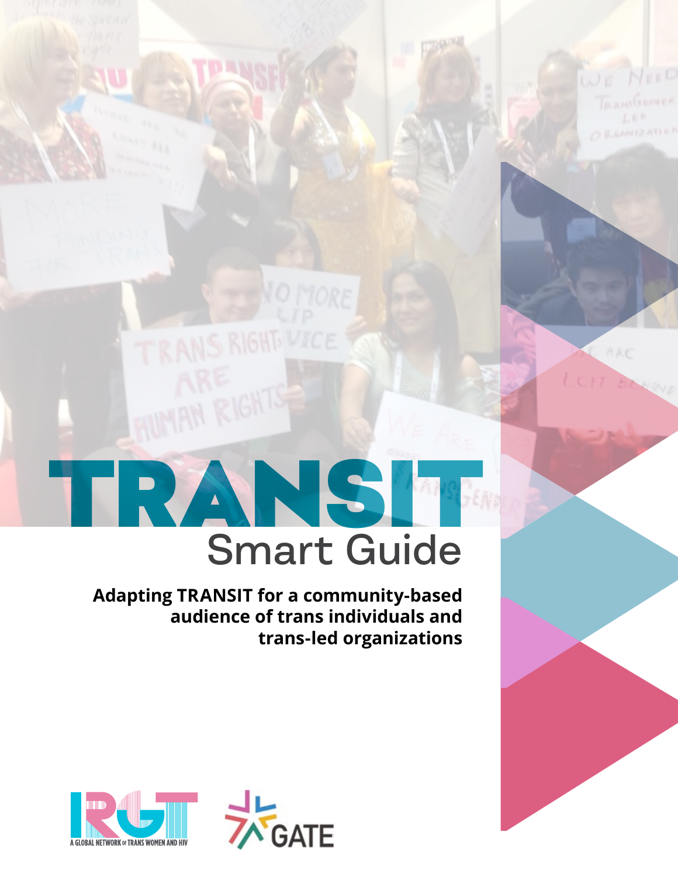# TRANSIT

## Smart Guide

**Adapting TRANSIT for a community-based audience of trans individuals and trans-led organizations**

IRGT A GLOBAL NETWORK OF TRANS WOMEN AND HIV

GATE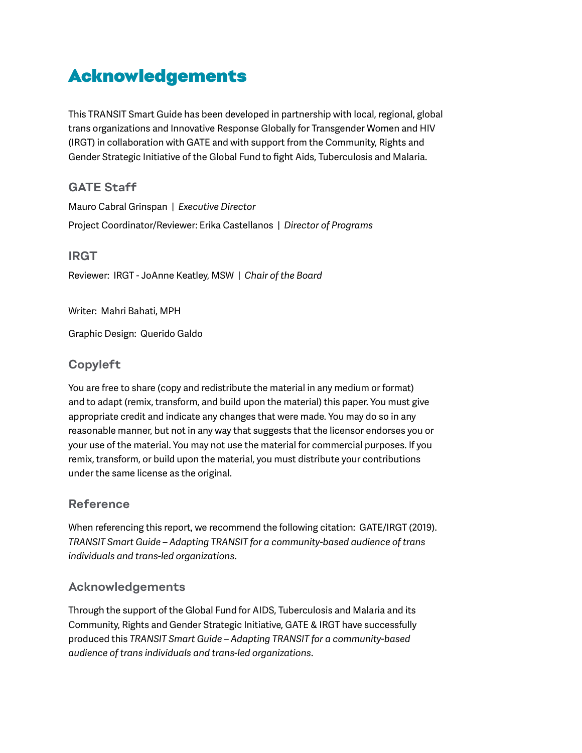# Acknowledgements

This TRANSIT Smart Guide has been developed in partnership with local, regional, global trans organizations and Innovative Response Globally for Transgender Women and HIV (IRGT) in collaboration with GATE and with support from the Community, Rights and Gender Strategic Initiative of the Global Fund to fight Aids, Tuberculosis and Malaria.

## GATE Staff

Mauro Cabral Grinspan | *Executive Director*

Project Coordinator/Reviewer: Erika Castellanos | *Director of Programs*

## IRGT

Reviewer: IRGT - JoAnne Keatley, MSW | *Chair of the Board*

Writer: Mahri Bahati, MPH

Graphic Design: Querido Galdo

## Copyleft

You are free to share (copy and redistribute the material in any medium or format) and to adapt (remix, transform, and build upon the material) this paper. You must give appropriate credit and indicate any changes that were made. You may do so in any reasonable manner, but not in any way that suggests that the licensor endorses you or your use of the material. You may not use the material for commercial purposes. If you remix, transform, or build upon the material, you must distribute your contributions under the same license as the original.

## Reference

When referencing this report, we recommend the following citation: GATE/IRGT (2019). *TRANSIT Smart Guide – Adapting TRANSIT for a community-based audience of trans individuals and trans-led organizations*.

## Acknowledgements

Through the support of the Global Fund for AIDS, Tuberculosis and Malaria and its Community, Rights and Gender Strategic Initiative, GATE & IRGT have successfully produced this *TRANSIT Smart Guide – Adapting TRANSIT for a community-based audience of trans individuals and trans-led organizations*.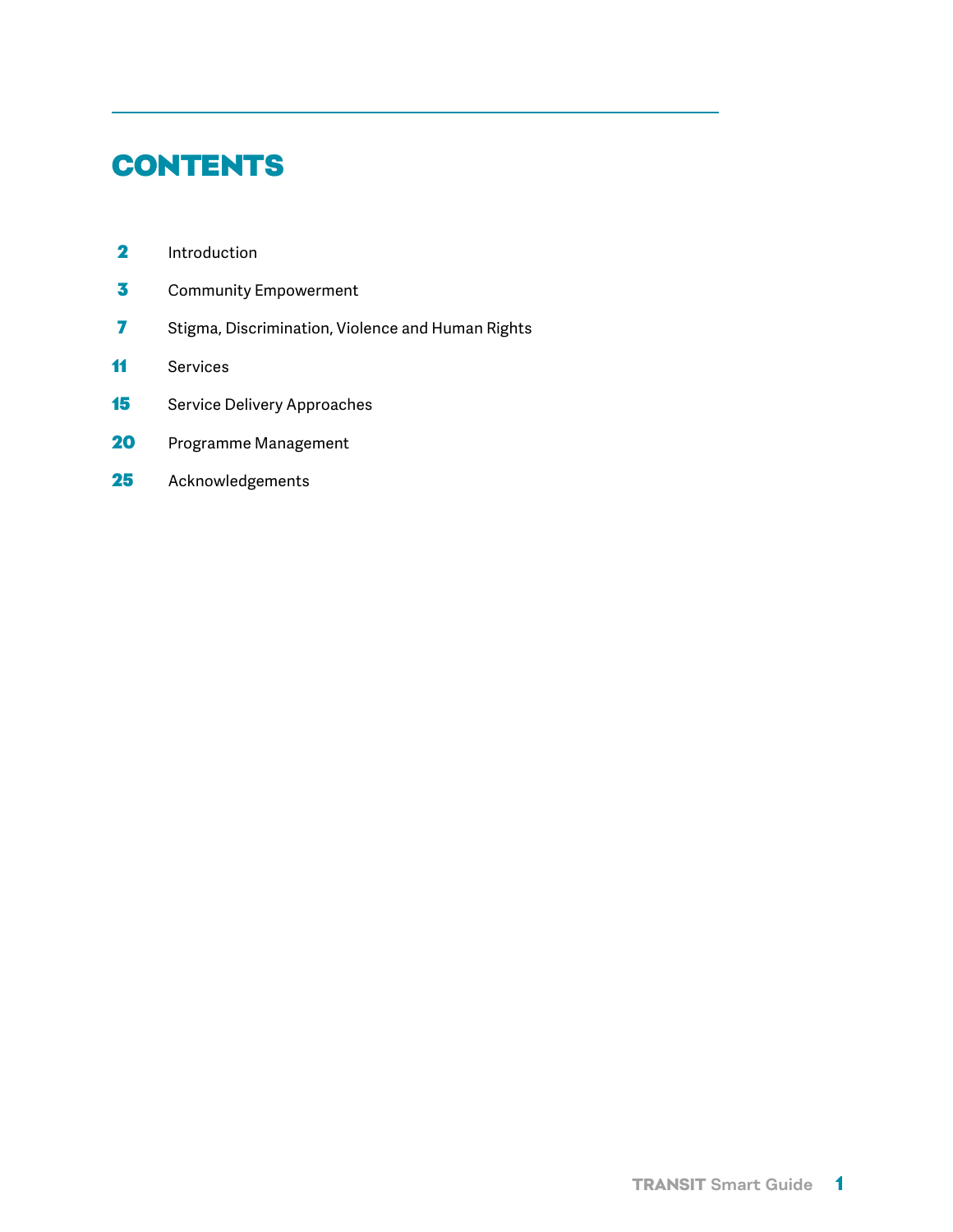# CONTENTS

| | |
|---|---|
| 2 | Introduction |
| 3 | Community Empowerment |
| 7 | Stigma, Discrimination, Violence and Human Rights |
| 11 | Services |
| 15 | Service Delivery Approaches |
| 20 | Programme Management |
| 25 | Acknowledgements |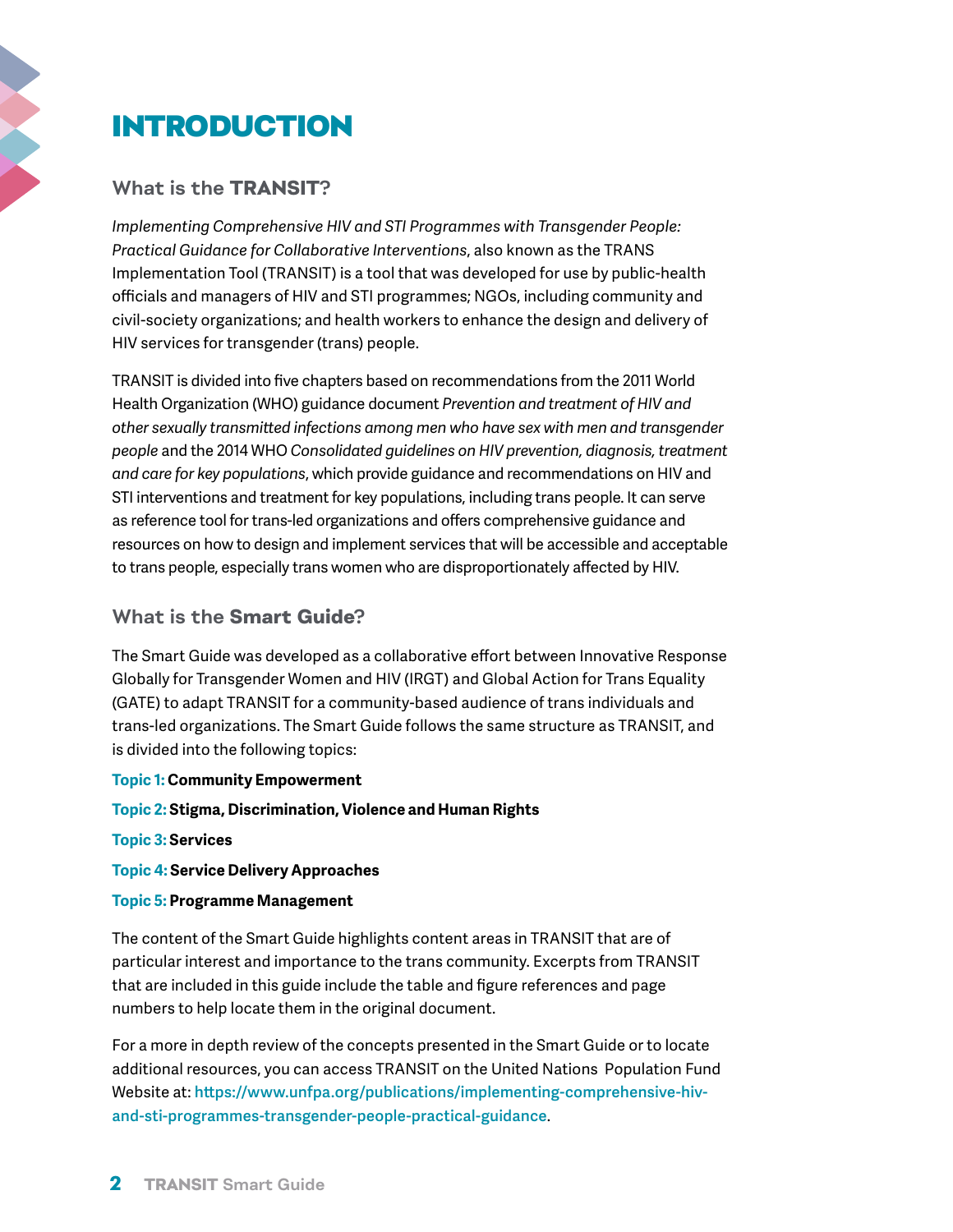# INTRODUCTION

## What is the **TRANSIT**?

*Implementing Comprehensive HIV and STI Programmes with Transgender People: Practical Guidance for Collaborative Interventions*, also known as the TRANS Implementation Tool (TRANSIT) is a tool that was developed for use by public-health officials and managers of HIV and STI programmes; NGOs, including community and civil-society organizations; and health workers to enhance the design and delivery of HIV services for transgender (trans) people.

TRANSIT is divided into five chapters based on recommendations from the 2011 World Health Organization (WHO) guidance document *Prevention and treatment of HIV and other sexually transmitted infections among men who have sex with men and transgender people* and the 2014 WHO *Consolidated guidelines on HIV prevention, diagnosis, treatment and care for key populations*, which provide guidance and recommendations on HIV and STI interventions and treatment for key populations, including trans people. It can serve as reference tool for trans-led organizations and offers comprehensive guidance and resources on how to design and implement services that will be accessible and acceptable to trans people, especially trans women who are disproportionately affected by HIV.

## What is the **Smart Guide**?

The Smart Guide was developed as a collaborative effort between Innovative Response Globally for Transgender Women and HIV (IRGT) and Global Action for Trans Equality (GATE) to adapt TRANSIT for a community-based audience of trans individuals and trans-led organizations. The Smart Guide follows the same structure as TRANSIT, and is divided into the following topics:

**Topic 1: Community Empowerment**

**Topic 2: Stigma, Discrimination, Violence and Human Rights**

**Topic 3: Services**

**Topic 4: Service Delivery Approaches**

**Topic 5: Programme Management**

The content of the Smart Guide highlights content areas in TRANSIT that are of particular interest and importance to the trans community. Excerpts from TRANSIT that are included in this guide include the table and figure references and page numbers to help locate them in the original document.

For a more in depth review of the concepts presented in the Smart Guide or to locate additional resources, you can access TRANSIT on the United Nations Population Fund Website at: https://www.unfpa.org/publications/implementing-comprehensive-hiv-and-sti-programmes-transgender-people-practical-guidance.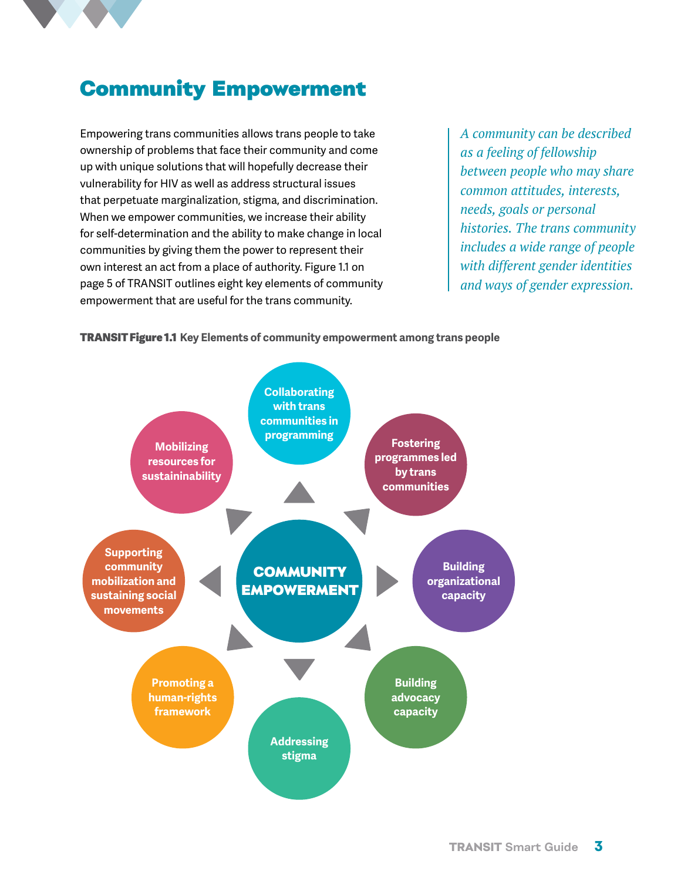# Community Empowerment

Empowering trans communities allows trans people to take ownership of problems that face their community and come up with unique solutions that will hopefully decrease their vulnerability for HIV as well as address structural issues that perpetuate marginalization, stigma, and discrimination. When we empower communities, we increase their ability for self-determination and the ability to make change in local communities by giving them the power to represent their own interest an act from a place of authority. Figure 1.1 on page 5 of TRANSIT outlines eight key elements of community empowerment that are useful for the trans community.

*A community can be described as a feeling of fellowship between people who may share common attitudes, interests, needs, goals or personal histories. The trans community includes a wide range of people with different gender identities and ways of gender expression.*

**TRANSIT Figure 1.1 Key Elements of community empowerment among trans people**

**COMMUNITY EMPOWERMENT**

- Collaborating with trans communities in programming
- Fostering programmes led by trans communities
- Building organizational capacity
- Building advocacy capacity
- Addressing stigma
- Promoting a human-rights framework
- Supporting community mobilization and sustaining social movements
- Mobilizing resources for sustaininability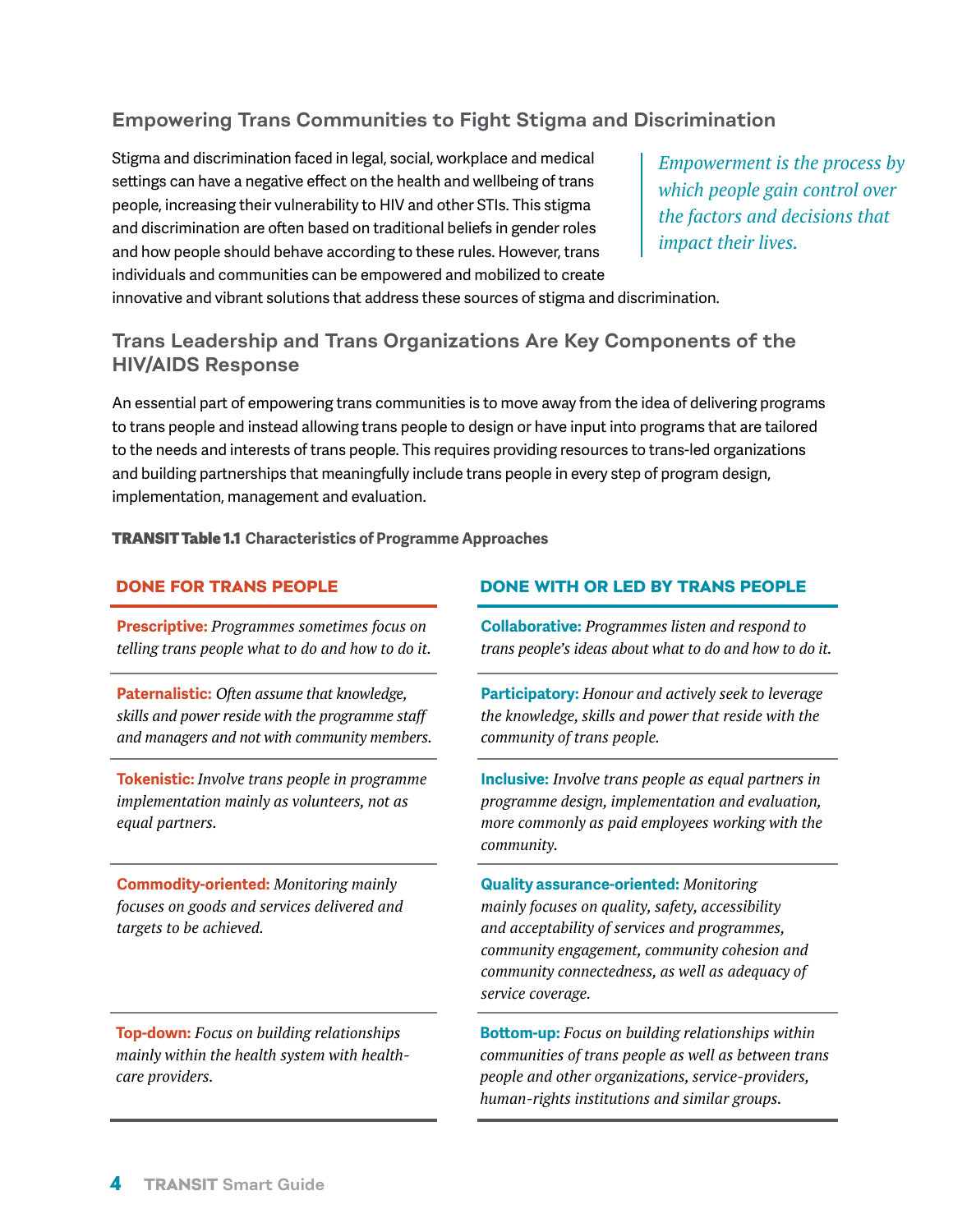## Empowering Trans Communities to Fight Stigma and Discrimination

Stigma and discrimination faced in legal, social, workplace and medical settings can have a negative effect on the health and wellbeing of trans people, increasing their vulnerability to HIV and other STIs. This stigma and discrimination are often based on traditional beliefs in gender roles and how people should behave according to these rules. However, trans individuals and communities can be empowered and mobilized to create innovative and vibrant solutions that address these sources of stigma and discrimination.

> *Empowerment is the process by which people gain control over the factors and decisions that impact their lives.*

## Trans Leadership and Trans Organizations Are Key Components of the HIV/AIDS Response

An essential part of empowering trans communities is to move away from the idea of delivering programs to trans people and instead allowing trans people to design or have input into programs that are tailored to the needs and interests of trans people. This requires providing resources to trans-led organizations and building partnerships that meaningfully include trans people in every step of program design, implementation, management and evaluation.

**TRANSIT Table 1.1** Characteristics of Programme Approaches

| DONE FOR TRANS PEOPLE | DONE WITH OR LED BY TRANS PEOPLE |
|---|---|
| **Prescriptive:** *Programmes sometimes focus on telling trans people what to do and how to do it.* | **Collaborative:** *Programmes listen and respond to trans people's ideas about what to do and how to do it.* |
| **Paternalistic:** *Often assume that knowledge, skills and power reside with the programme staff and managers and not with community members.* | **Participatory:** *Honour and actively seek to leverage the knowledge, skills and power that reside with the community of trans people.* |
| **Tokenistic:** *Involve trans people in programme implementation mainly as volunteers, not as equal partners.* | **Inclusive:** *Involve trans people as equal partners in programme design, implementation and evaluation, more commonly as paid employees working with the community.* |
| **Commodity-oriented:** *Monitoring mainly focuses on goods and services delivered and targets to be achieved.* | **Quality assurance-oriented:** *Monitoring mainly focuses on quality, safety, accessibility and acceptability of services and programmes, community engagement, community cohesion and community connectedness, as well as adequacy of service coverage.* |
| **Top-down:** *Focus on building relationships mainly within the health system with health-care providers.* | **Bottom-up:** *Focus on building relationships within communities of trans people as well as between trans people and other organizations, service-providers, human-rights institutions and similar groups.* |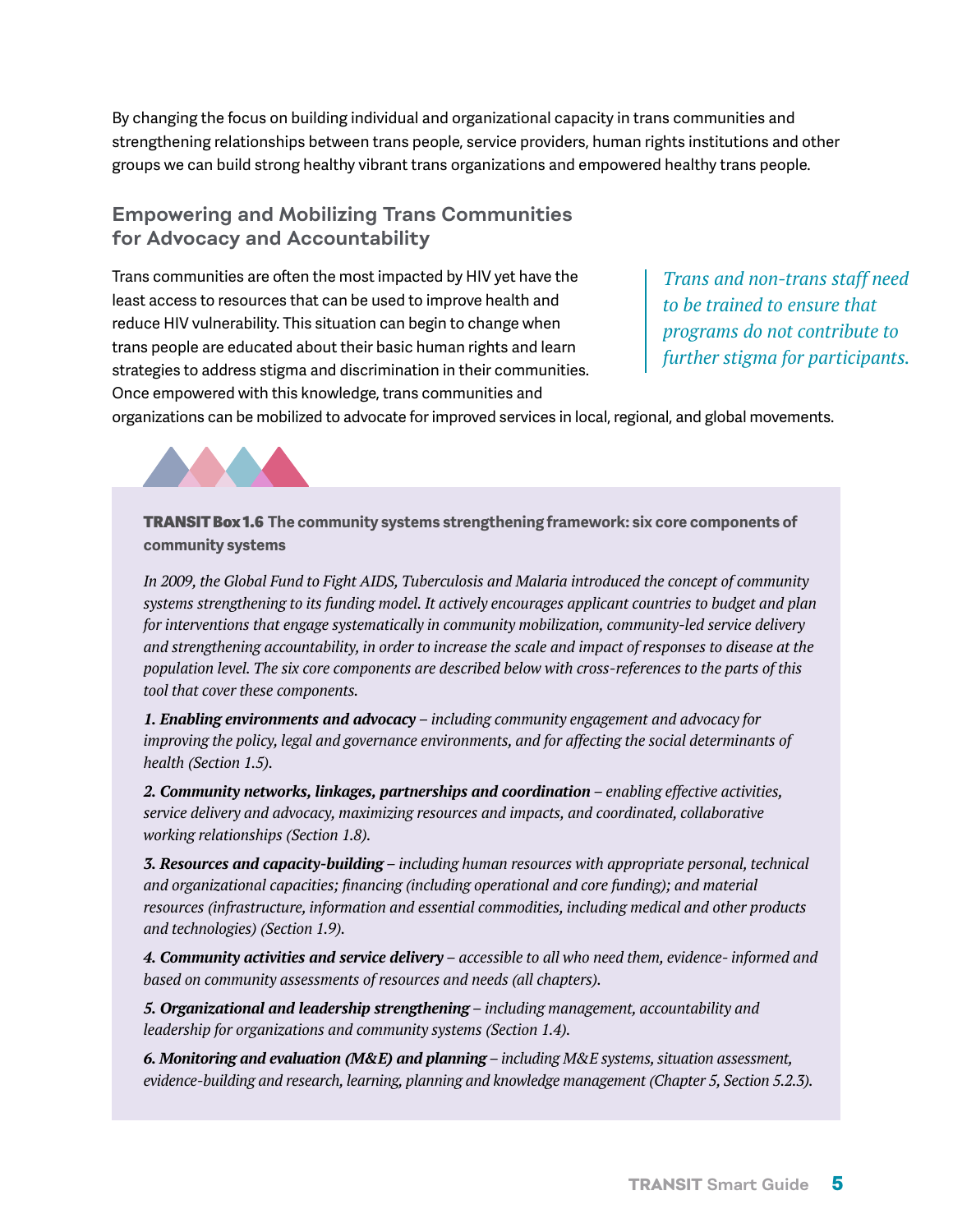By changing the focus on building individual and organizational capacity in trans communities and strengthening relationships between trans people, service providers, human rights institutions and other groups we can build strong healthy vibrant trans organizations and empowered healthy trans people.

## Empowering and Mobilizing Trans Communities for Advocacy and Accountability

Trans communities are often the most impacted by HIV yet have the least access to resources that can be used to improve health and reduce HIV vulnerability. This situation can begin to change when trans people are educated about their basic human rights and learn strategies to address stigma and discrimination in their communities. Once empowered with this knowledge, trans communities and organizations can be mobilized to advocate for improved services in local, regional, and global movements.

> *Trans and non-trans staff need to be trained to ensure that programs do not contribute to further stigma for participants.*

**TRANSIT Box 1.6 The community systems strengthening framework: six core components of community systems**

*In 2009, the Global Fund to Fight AIDS, Tuberculosis and Malaria introduced the concept of community systems strengthening to its funding model. It actively encourages applicant countries to budget and plan for interventions that engage systematically in community mobilization, community-led service delivery and strengthening accountability, in order to increase the scale and impact of responses to disease at the population level. The six core components are described below with cross-references to the parts of this tool that cover these components.*

***1. Enabling environments and advocacy*** *– including community engagement and advocacy for improving the policy, legal and governance environments, and for affecting the social determinants of health (Section 1.5).*

***2. Community networks, linkages, partnerships and coordination*** *– enabling effective activities, service delivery and advocacy, maximizing resources and impacts, and coordinated, collaborative working relationships (Section 1.8).*

***3. Resources and capacity-building*** *– including human resources with appropriate personal, technical and organizational capacities; financing (including operational and core funding); and material resources (infrastructure, information and essential commodities, including medical and other products and technologies) (Section 1.9).*

***4. Community activities and service delivery*** *– accessible to all who need them, evidence- informed and based on community assessments of resources and needs (all chapters).*

***5. Organizational and leadership strengthening*** *– including management, accountability and leadership for organizations and community systems (Section 1.4).*

***6. Monitoring and evaluation (M&E) and planning*** *– including M&E systems, situation assessment, evidence-building and research, learning, planning and knowledge management (Chapter 5, Section 5.2.3).*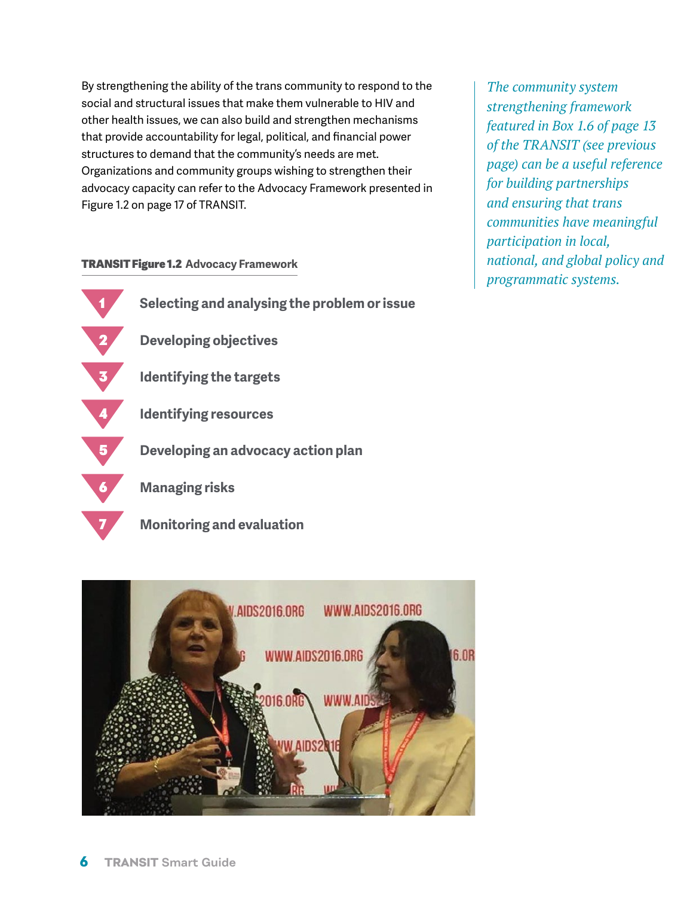By strengthening the ability of the trans community to respond to the social and structural issues that make them vulnerable to HIV and other health issues, we can also build and strengthen mechanisms that provide accountability for legal, political, and financial power structures to demand that the community's needs are met. Organizations and community groups wishing to strengthen their advocacy capacity can refer to the Advocacy Framework presented in Figure 1.2 on page 17 of TRANSIT.

*The community system strengthening framework featured in Box 1.6 of page 13 of the TRANSIT (see previous page) can be a useful reference for building partnerships and ensuring that trans communities have meaningful participation in local, national, and global policy and programmatic systems.*

**TRANSIT Figure 1.2 Advocacy Framework**

1. Selecting and analysing the problem or issue
2. Developing objectives
3. Identifying the targets
4. Identifying resources
5. Developing an advocacy action plan
6. Managing risks
7. Monitoring and evaluation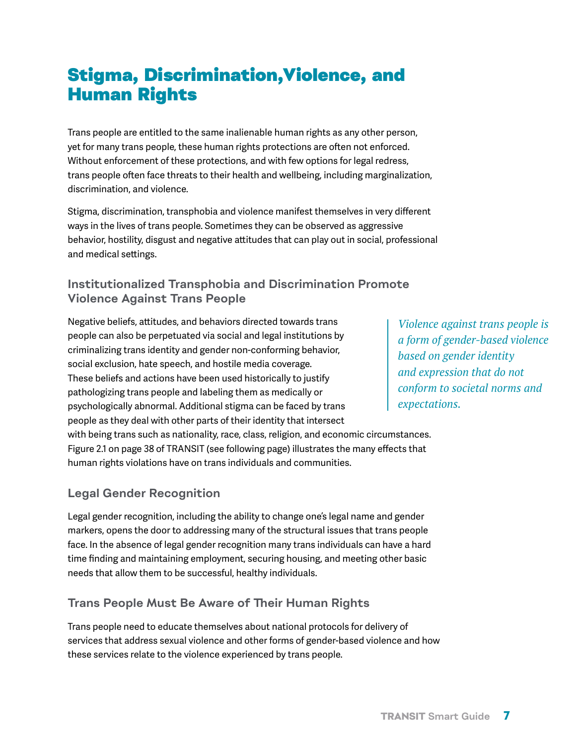# Stigma, Discrimination,Violence, and Human Rights

Trans people are entitled to the same inalienable human rights as any other person, yet for many trans people, these human rights protections are often not enforced. Without enforcement of these protections, and with few options for legal redress, trans people often face threats to their health and wellbeing, including marginalization, discrimination, and violence.

Stigma, discrimination, transphobia and violence manifest themselves in very different ways in the lives of trans people. Sometimes they can be observed as aggressive behavior, hostility, disgust and negative attitudes that can play out in social, professional and medical settings.

## Institutionalized Transphobia and Discrimination Promote Violence Against Trans People

Negative beliefs, attitudes, and behaviors directed towards trans people can also be perpetuated via social and legal institutions by criminalizing trans identity and gender non-conforming behavior, social exclusion, hate speech, and hostile media coverage. These beliefs and actions have been used historically to justify pathologizing trans people and labeling them as medically or psychologically abnormal. Additional stigma can be faced by trans people as they deal with other parts of their identity that intersect with being trans such as nationality, race, class, religion, and economic circumstances. Figure 2.1 on page 38 of TRANSIT (see following page) illustrates the many effects that human rights violations have on trans individuals and communities.

> *Violence against trans people is a form of gender-based violence based on gender identity and expression that do not conform to societal norms and expectations.*

## Legal Gender Recognition

Legal gender recognition, including the ability to change one's legal name and gender markers, opens the door to addressing many of the structural issues that trans people face. In the absence of legal gender recognition many trans individuals can have a hard time finding and maintaining employment, securing housing, and meeting other basic needs that allow them to be successful, healthy individuals.

## Trans People Must Be Aware of Their Human Rights

Trans people need to educate themselves about national protocols for delivery of services that address sexual violence and other forms of gender-based violence and how these services relate to the violence experienced by trans people.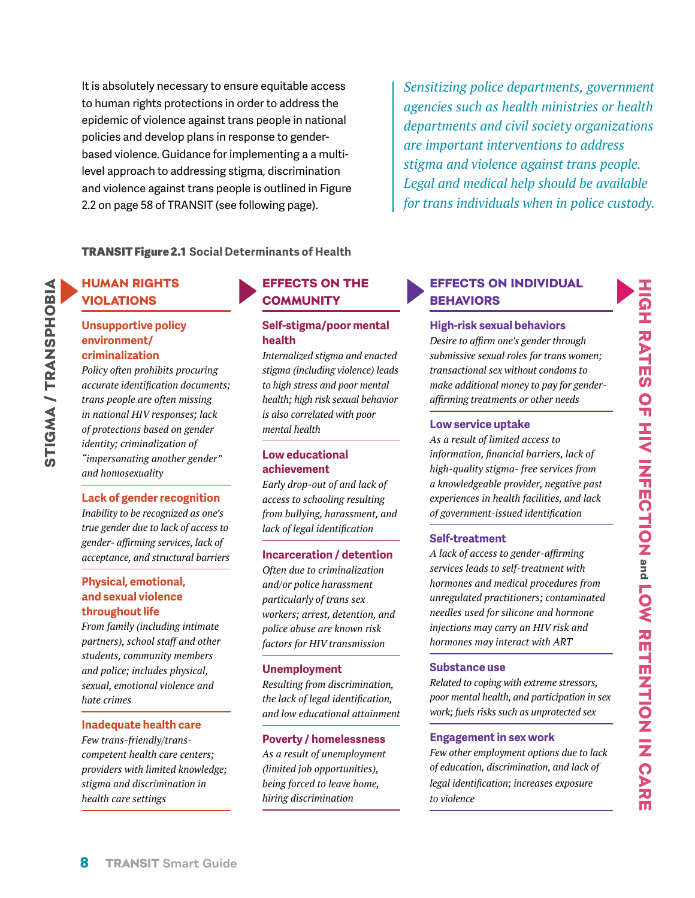It is absolutely necessary to ensure equitable access to human rights protections in order to address the epidemic of violence against trans people in national policies and develop plans in response to gender-based violence. Guidance for implementing a a multi-level approach to addressing stigma, discrimination and violence against trans people is outlined in Figure 2.2 on page 58 of TRANSIT (see following page).

*Sensitizing police departments, government agencies such as health ministries or health departments and civil society organizations are important interventions to address stigma and violence against trans people. Legal and medical help should be available for trans individuals when in police custody.*

**TRANSIT Figure 2.1** Social Determinants of Health

**STIGMA / TRANSPHOBIA**

## HUMAN RIGHTS VIOLATIONS

**Unsupportive policy environment/ criminalization**
*Policy often prohibits procuring accurate identification documents; trans people are often missing in national HIV responses; lack of protections based on gender identity; criminalization of "impersonating another gender" and homosexuality*

**Lack of gender recognition**
*Inability to be recognized as one's true gender due to lack of access to gender- affirming services, lack of acceptance, and structural barriers*

**Physical, emotional, and sexual violence throughout life**
*From family (including intimate partners), school staff and other students, community members and police; includes physical, sexual, emotional violence and hate crimes*

**Inadequate health care**
*Few trans-friendly/trans-competent health care centers; providers with limited knowledge; stigma and discrimination in health care settings*

## EFFECTS ON THE COMMUNITY

**Self-stigma/poor mental health**
*Internalized stigma and enacted stigma (including violence) leads to high stress and poor mental health; high risk sexual behavior is also correlated with poor mental health*

**Low educational achievement**
*Early drop-out of and lack of access to schooling resulting from bullying, harassment, and lack of legal identification*

**Incarceration / detention**
*Often due to criminalization and/or police harassment particularly of trans sex workers; arrest, detention, and police abuse are known risk factors for HIV transmission*

**Unemployment**
*Resulting from discrimination, the lack of legal identification, and low educational attainment*

**Poverty / homelessness**
*As a result of unemployment (limited job opportunities), being forced to leave home, hiring discrimination*

## EFFECTS ON INDIVIDUAL BEHAVIORS

**High-risk sexual behaviors**
*Desire to affirm one's gender through submissive sexual roles for trans women; transactional sex without condoms to make additional money to pay for gender-affirming treatments or other needs*

**Low service uptake**
*As a result of limited access to information, financial barriers, lack of high-quality stigma- free services from a knowledgeable provider, negative past experiences in health facilities, and lack of government-issued identification*

**Self-treatment**
*A lack of access to gender-affirming services leads to self-treatment with hormones and medical procedures from unregulated practitioners; contaminated needles used for silicone and hormone injections may carry an HIV risk and hormones may interact with ART*

**Substance use**
*Related to coping with extreme stressors, poor mental health, and participation in sex work; fuels risks such as unprotected sex*

**Engagement in sex work**
*Few other employment options due to lack of education, discrimination, and lack of legal identification; increases exposure to violence*

## HIGH RATES OF HIV INFECTION and LOW RETENTION IN CARE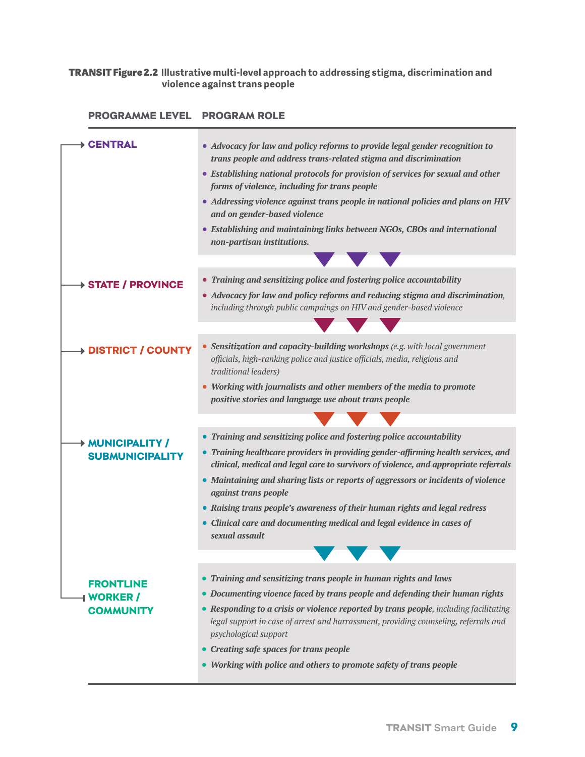**TRANSIT Figure 2.2** Illustrative multi-level approach to addressing stigma, discrimination and violence against trans people

| PROGRAMME LEVEL | PROGRAM ROLE |
|---|---|
| **CENTRAL** | • ***Advocacy for law and policy reforms to provide legal gender recognition to trans people and address trans-related stigma and discrimination***<br>• ***Establishing national protocols for provision of services for sexual and other forms of violence, including for trans people***<br>• ***Addressing violence against trans people in national policies and plans on HIV and on gender-based violence***<br>• ***Establishing and maintaining links between NGOs, CBOs and international non-partisan institutions.*** |
| **STATE / PROVINCE** | • ***Training and sensitizing police and fostering police accountability***<br>• ***Advocacy for law and policy reforms and reducing stigma and discrimination,*** *including through public campaings on HIV and gender-based violence* |
| **DISTRICT / COUNTY** | • ***Sensitization and capacity-building workshops*** *(e.g. with local government officials, high-ranking police and justice officials, media, religious and traditional leaders)*<br>• ***Working with journalists and other members of the media to promote positive stories and language use about trans people*** |
| **MUNICIPALITY / SUBMUNICIPALITY** | • ***Training and sensitizing police and fostering police accountability***<br>• ***Training healthcare providers in providing gender-affirming health services, and clinical, medical and legal care to survivors of violence, and appropriate referrals***<br>• ***Maintaining and sharing lists or reports of aggressors or incidents of violence against trans people***<br>• ***Raising trans people's awareness of their human rights and legal redress***<br>• ***Clinical care and documenting medical and legal evidence in cases of sexual assault*** |
| **FRONTLINE WORKER / COMMUNITY** | • ***Training and sensitizing trans people in human rights and laws***<br>• ***Documenting vioence faced by trans people and defending their human rights***<br>• ***Responding to a crisis or violence reported by trans people,*** *including facilitating legal support in case of arrest and harrassment, providing counseling, referrals and psychological support*<br>• ***Creating safe spaces for trans people***<br>• ***Working with police and others to promote safety of trans people*** |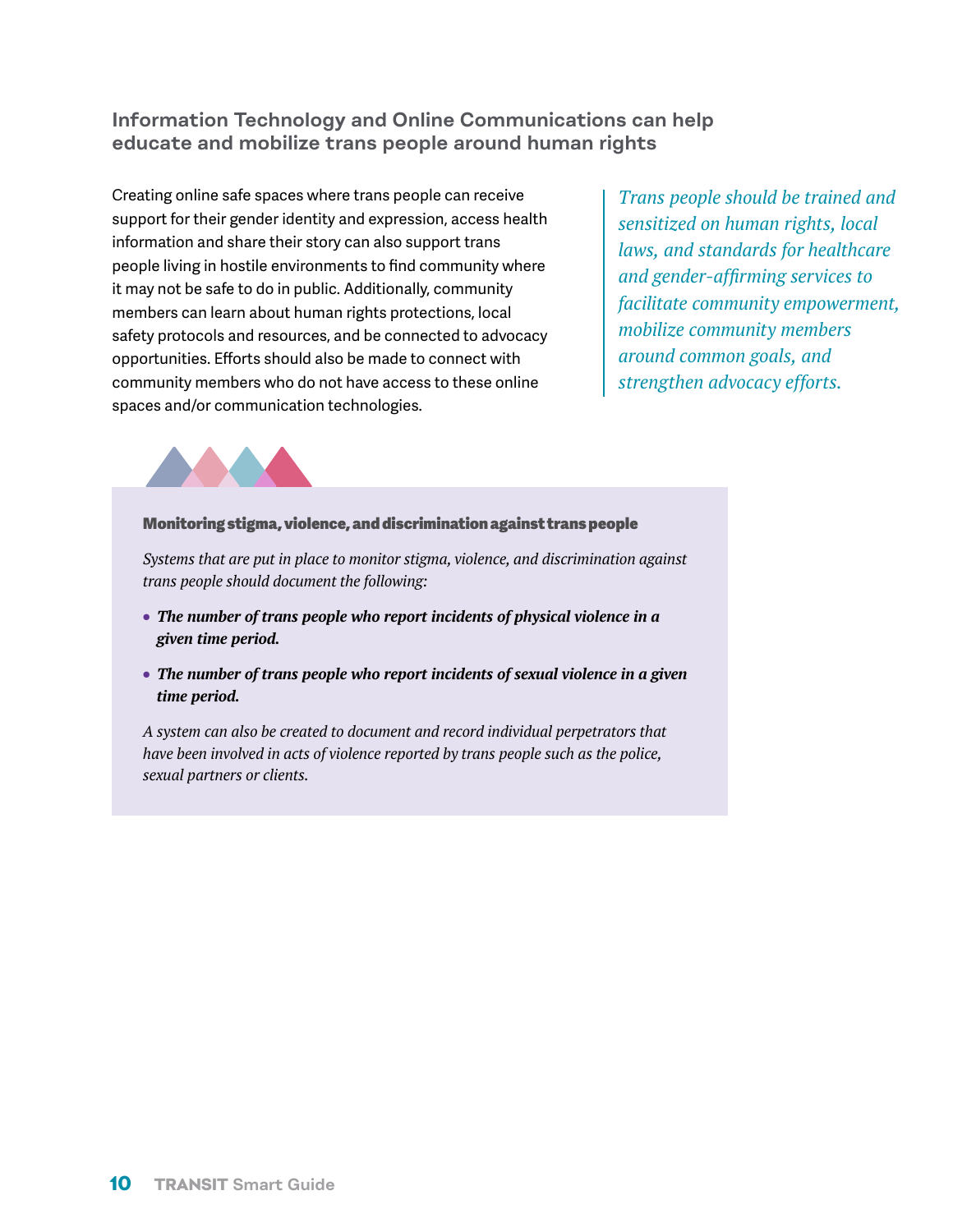## Information Technology and Online Communications can help educate and mobilize trans people around human rights

Creating online safe spaces where trans people can receive support for their gender identity and expression, access health information and share their story can also support trans people living in hostile environments to find community where it may not be safe to do in public. Additionally, community members can learn about human rights protections, local safety protocols and resources, and be connected to advocacy opportunities. Efforts should also be made to connect with community members who do not have access to these online spaces and/or communication technologies.

*Trans people should be trained and sensitized on human rights, local laws, and standards for healthcare and gender-affirming services to facilitate community empowerment, mobilize community members around common goals, and strengthen advocacy efforts.*

### Monitoring stigma, violence, and discrimination against trans people

*Systems that are put in place to monitor stigma, violence, and discrimination against trans people should document the following:*

- ***The number of trans people who report incidents of physical violence in a given time period.***
- ***The number of trans people who report incidents of sexual violence in a given time period.***

*A system can also be created to document and record individual perpetrators that have been involved in acts of violence reported by trans people such as the police, sexual partners or clients.*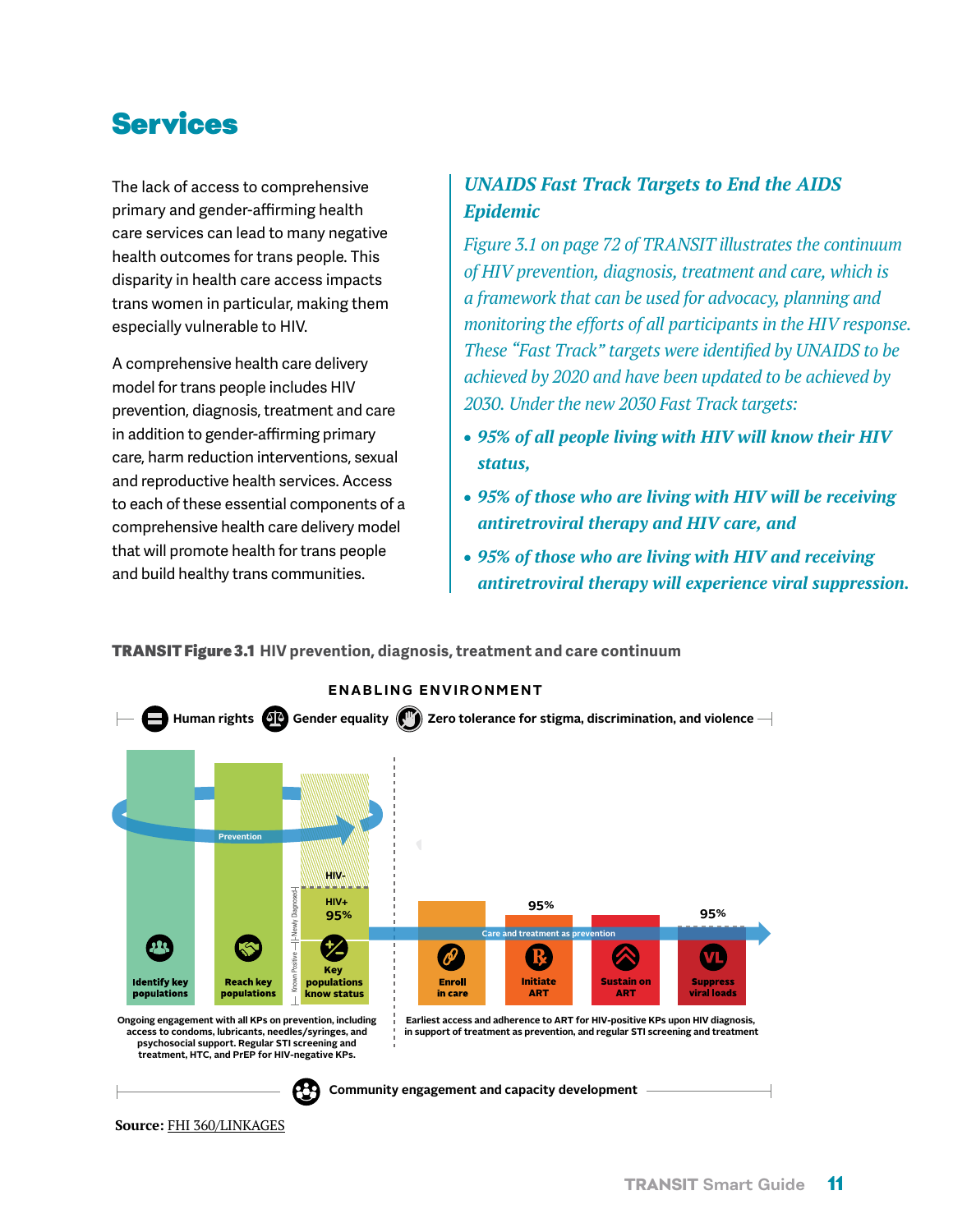# Services

The lack of access to comprehensive primary and gender-affirming health care services can lead to many negative health outcomes for trans people. This disparity in health care access impacts trans women in particular, making them especially vulnerable to HIV.

A comprehensive health care delivery model for trans people includes HIV prevention, diagnosis, treatment and care in addition to gender-affirming primary care, harm reduction interventions, sexual and reproductive health services. Access to each of these essential components of a comprehensive health care delivery model that will promote health for trans people and build healthy trans communities.

### *UNAIDS Fast Track Targets to End the AIDS Epidemic*

*Figure 3.1 on page 72 of TRANSIT illustrates the continuum of HIV prevention, diagnosis, treatment and care, which is a framework that can be used for advocacy, planning and monitoring the efforts of all participants in the HIV response. These "Fast Track" targets were identified by UNAIDS to be achieved by 2020 and have been updated to be achieved by 2030. Under the new 2030 Fast Track targets:*

- ***95% of all people living with HIV will know their HIV status,***
- ***95% of those who are living with HIV will be receiving antiretroviral therapy and HIV care, and***
- ***95% of those who are living with HIV and receiving antiretroviral therapy will experience viral suppression.***

**TRANSIT Figure 3.1** HIV prevention, diagnosis, treatment and care continuum

ENABLING ENVIRONMENT

Human rights | Gender equality | Zero tolerance for stigma, discrimination, and violence

Prevention

Identify key populations | Reach key populations | Key populations know status (HIV- / HIV+ 95%; Known Positive / Newly Diagnosed)

Care and treatment as prevention

Enroll in care | Initiate ART (95%) | Sustain on ART | Suppress viral loads (95%)

Ongoing engagement with all KPs on prevention, including access to condoms, lubricants, needles/syringes, and psychosocial support. Regular STI screening and treatment, HTC, and PrEP for HIV-negative KPs.

Earliest access and adherence to ART for HIV-positive KPs upon HIV diagnosis, in support of treatment as prevention, and regular STI screening and treatment

Community engagement and capacity development

**Source:** FHI 360/LINKAGES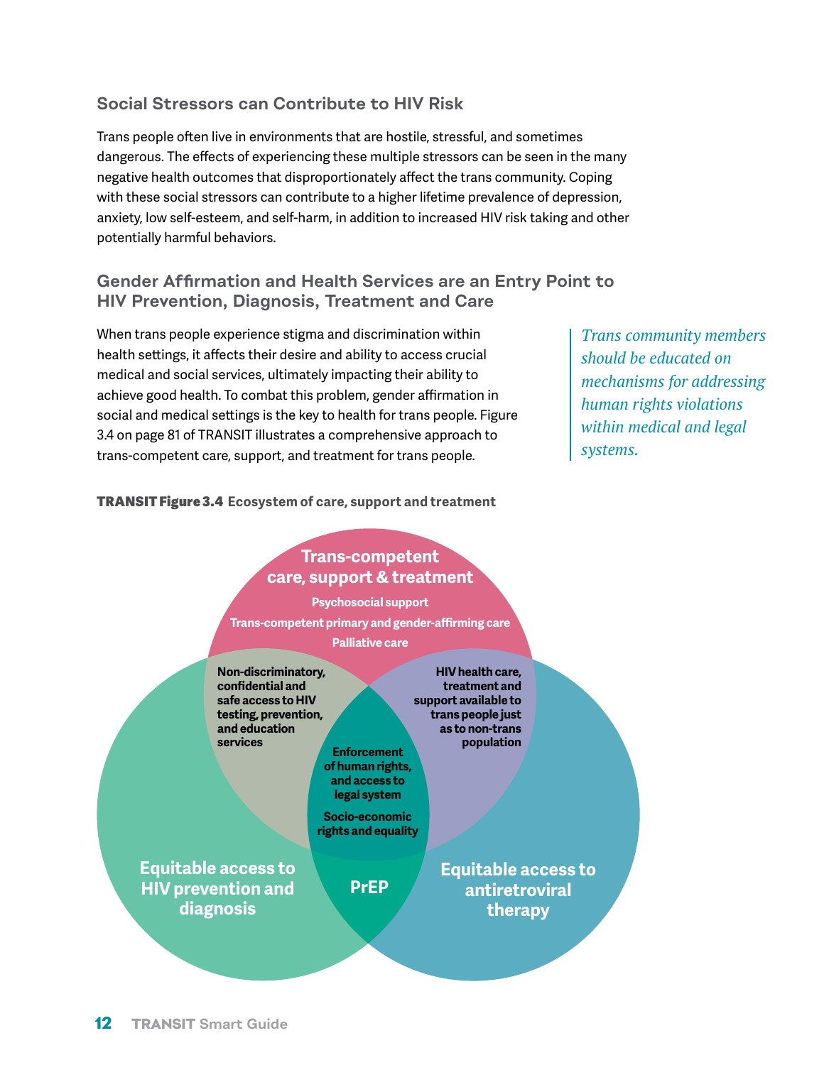### Social Stressors can Contribute to HIV Risk

Trans people often live in environments that are hostile, stressful, and sometimes dangerous. The effects of experiencing these multiple stressors can be seen in the many negative health outcomes that disproportionately affect the trans community. Coping with these social stressors can contribute to a higher lifetime prevalence of depression, anxiety, low self-esteem, and self-harm, in addition to increased HIV risk taking and other potentially harmful behaviors.

### Gender Affirmation and Health Services are an Entry Point to HIV Prevention, Diagnosis, Treatment and Care

When trans people experience stigma and discrimination within health settings, it affects their desire and ability to access crucial medical and social services, ultimately impacting their ability to achieve good health. To combat this problem, gender affirmation in social and medical settings is the key to health for trans people. Figure 3.4 on page 81 of TRANSIT illustrates a comprehensive approach to trans-competent care, support, and treatment for trans people.

*Trans community members should be educated on mechanisms for addressing human rights violations within medical and legal systems.*

**TRANSIT Figure 3.4** **Ecosystem of care, support and treatment**

**Trans-competent care, support & treatment**
- Psychosocial support
- Trans-competent primary and gender-affirming care
- Palliative care

**Equitable access to HIV prevention and diagnosis**

**Equitable access to antiretroviral therapy**

Non-discriminatory, confidential and safe access to HIV testing, prevention, and education services

HIV health care, treatment and support available to trans people just as to non-trans population

Enforcement of human rights, and access to legal system

Socio-economic rights and equality

PrEP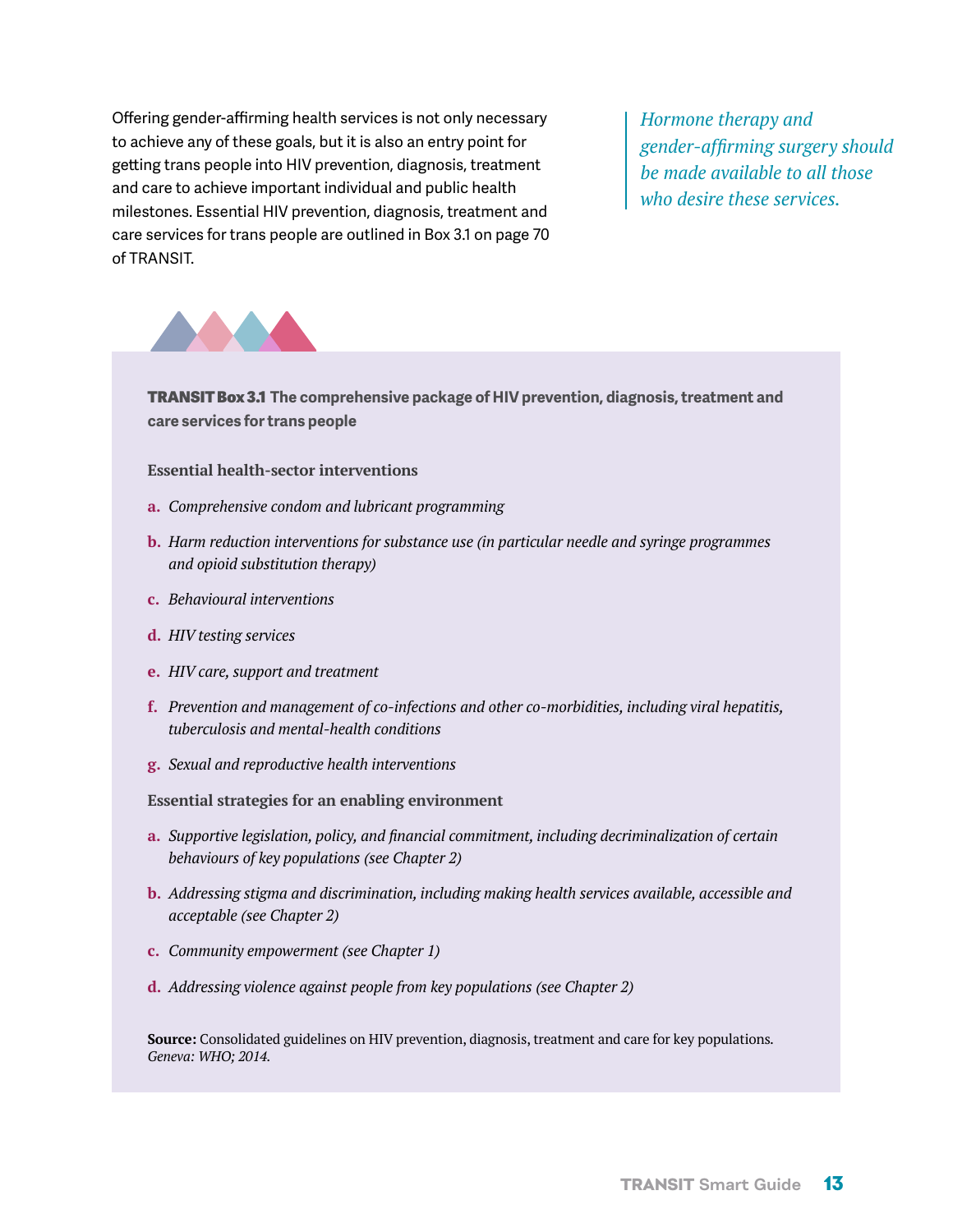Offering gender-affirming health services is not only necessary to achieve any of these goals, but it is also an entry point for getting trans people into HIV prevention, diagnosis, treatment and care to achieve important individual and public health milestones. Essential HIV prevention, diagnosis, treatment and care services for trans people are outlined in Box 3.1 on page 70 of TRANSIT.

> *Hormone therapy and gender-affirming surgery should be made available to all those who desire these services.*

**TRANSIT Box 3.1 The comprehensive package of HIV prevention, diagnosis, treatment and care services for trans people**

**Essential health-sector interventions**

- **a.** *Comprehensive condom and lubricant programming*
- **b.** *Harm reduction interventions for substance use (in particular needle and syringe programmes and opioid substitution therapy)*
- **c.** *Behavioural interventions*
- **d.** *HIV testing services*
- **e.** *HIV care, support and treatment*
- **f.** *Prevention and management of co-infections and other co-morbidities, including viral hepatitis, tuberculosis and mental-health conditions*
- **g.** *Sexual and reproductive health interventions*

**Essential strategies for an enabling environment**

- **a.** *Supportive legislation, policy, and financial commitment, including decriminalization of certain behaviours of key populations (see Chapter 2)*
- **b.** *Addressing stigma and discrimination, including making health services available, accessible and acceptable (see Chapter 2)*
- **c.** *Community empowerment (see Chapter 1)*
- **d.** *Addressing violence against people from key populations (see Chapter 2)*

**Source:** Consolidated guidelines on HIV prevention, diagnosis, treatment and care for key populations. *Geneva: WHO; 2014.*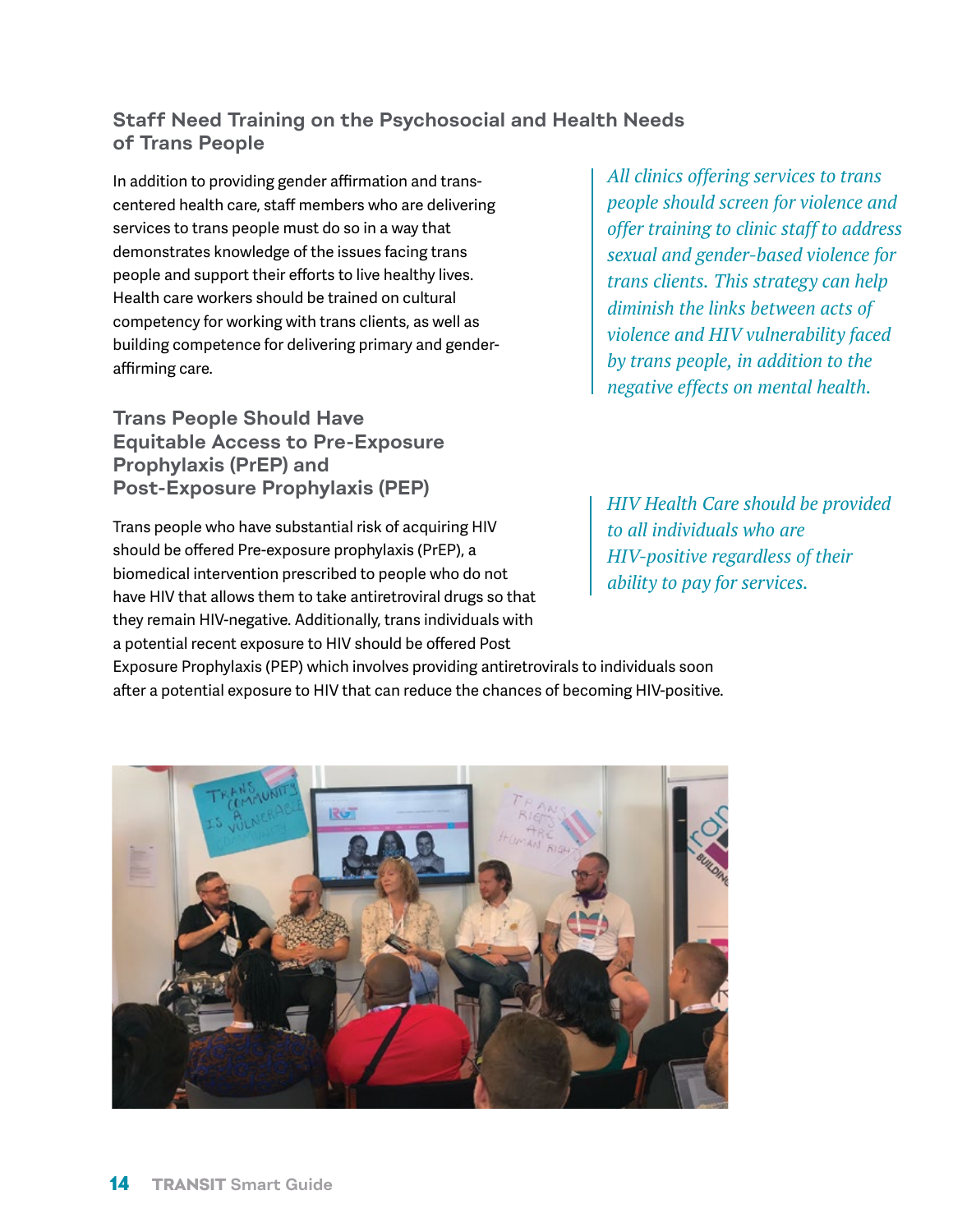### Staff Need Training on the Psychosocial and Health Needs of Trans People

In addition to providing gender affirmation and trans-centered health care, staff members who are delivering services to trans people must do so in a way that demonstrates knowledge of the issues facing trans people and support their efforts to live healthy lives. Health care workers should be trained on cultural competency for working with trans clients, as well as building competence for delivering primary and gender-affirming care.

*All clinics offering services to trans people should screen for violence and offer training to clinic staff to address sexual and gender-based violence for trans clients. This strategy can help diminish the links between acts of violence and HIV vulnerability faced by trans people, in addition to the negative effects on mental health.*

### Trans People Should Have Equitable Access to Pre-Exposure Prophylaxis (PrEP) and Post-Exposure Prophylaxis (PEP)

Trans people who have substantial risk of acquiring HIV should be offered Pre-exposure prophylaxis (PrEP), a biomedical intervention prescribed to people who do not have HIV that allows them to take antiretroviral drugs so that they remain HIV-negative. Additionally, trans individuals with a potential recent exposure to HIV should be offered Post Exposure Prophylaxis (PEP) which involves providing antiretrovirals to individuals soon after a potential exposure to HIV that can reduce the chances of becoming HIV-positive.

*HIV Health Care should be provided to all individuals who are HIV-positive regardless of their ability to pay for services.*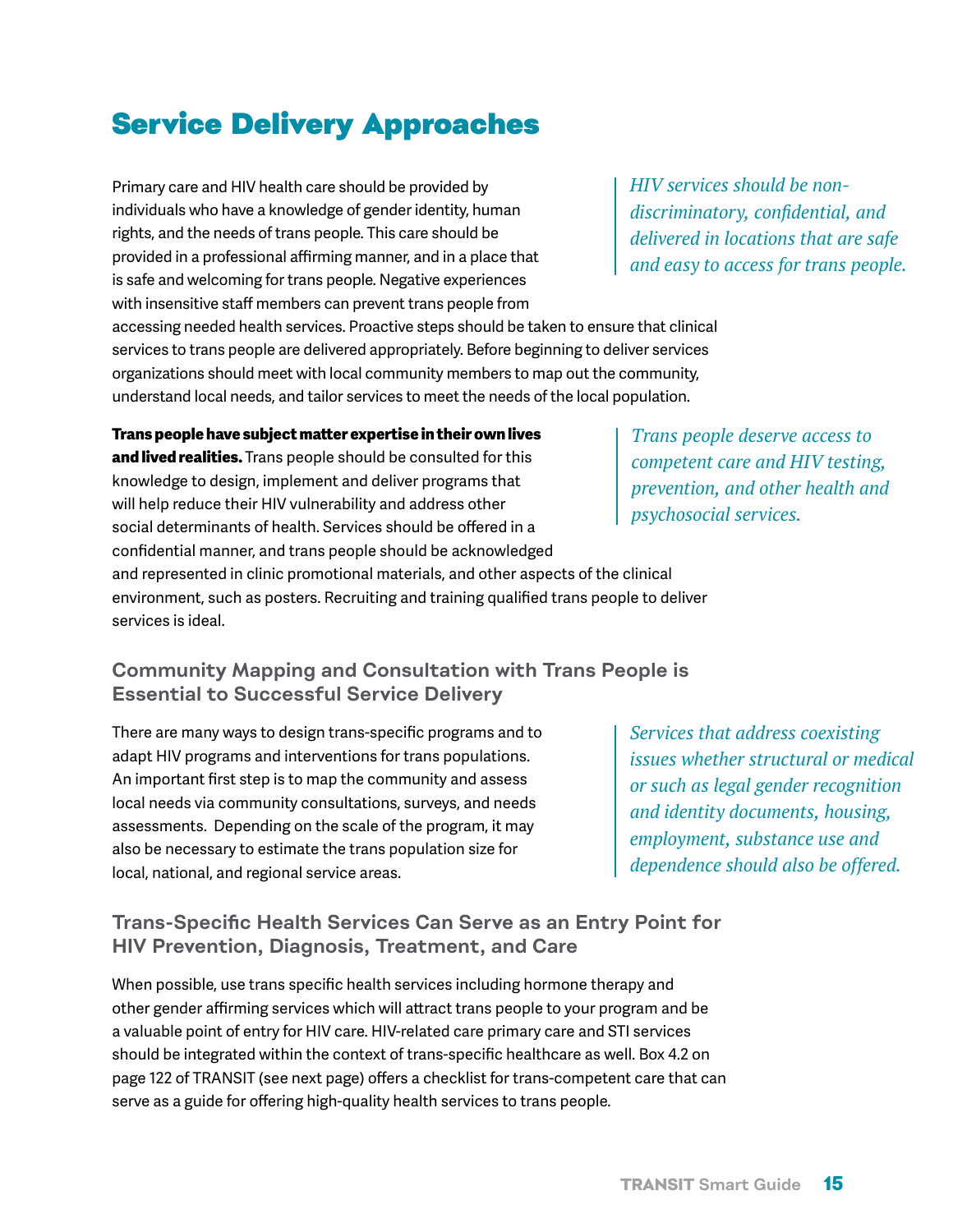# Service Delivery Approaches

Primary care and HIV health care should be provided by individuals who have a knowledge of gender identity, human rights, and the needs of trans people. This care should be provided in a professional affirming manner, and in a place that is safe and welcoming for trans people. Negative experiences with insensitive staff members can prevent trans people from accessing needed health services. Proactive steps should be taken to ensure that clinical services to trans people are delivered appropriately. Before beginning to deliver services organizations should meet with local community members to map out the community, understand local needs, and tailor services to meet the needs of the local population.

*HIV services should be non-discriminatory, confidential, and delivered in locations that are safe and easy to access for trans people.*

**Trans people have subject matter expertise in their own lives and lived realities.** Trans people should be consulted for this knowledge to design, implement and deliver programs that will help reduce their HIV vulnerability and address other social determinants of health. Services should be offered in a confidential manner, and trans people should be acknowledged and represented in clinic promotional materials, and other aspects of the clinical environment, such as posters. Recruiting and training qualified trans people to deliver services is ideal.

*Trans people deserve access to competent care and HIV testing, prevention, and other health and psychosocial services.*

## Community Mapping and Consultation with Trans People is Essential to Successful Service Delivery

There are many ways to design trans-specific programs and to adapt HIV programs and interventions for trans populations. An important first step is to map the community and assess local needs via community consultations, surveys, and needs assessments. Depending on the scale of the program, it may also be necessary to estimate the trans population size for local, national, and regional service areas.

*Services that address coexisting issues whether structural or medical or such as legal gender recognition and identity documents, housing, employment, substance use and dependence should also be offered.*

## Trans-Specific Health Services Can Serve as an Entry Point for HIV Prevention, Diagnosis, Treatment, and Care

When possible, use trans specific health services including hormone therapy and other gender affirming services which will attract trans people to your program and be a valuable point of entry for HIV care. HIV-related care primary care and STI services should be integrated within the context of trans-specific healthcare as well. Box 4.2 on page 122 of TRANSIT (see next page) offers a checklist for trans-competent care that can serve as a guide for offering high-quality health services to trans people.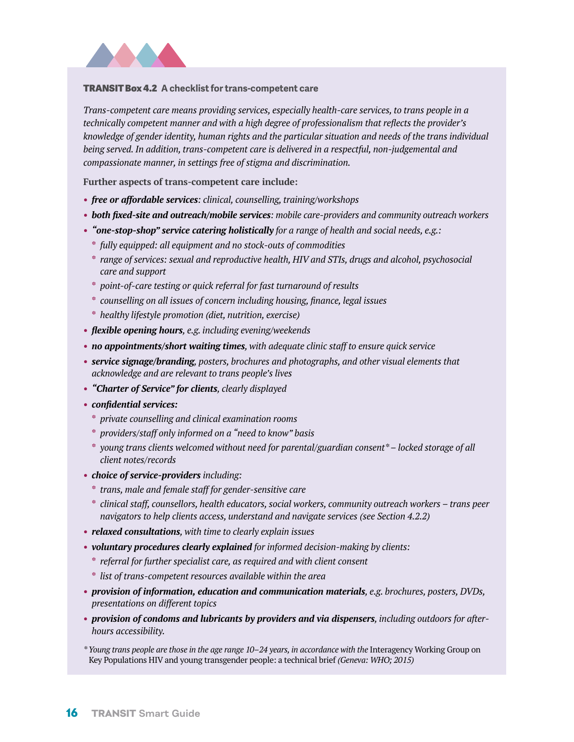**TRANSIT Box 4.2 A checklist for trans-competent care**

*Trans-competent care means providing services, especially health-care services, to trans people in a technically competent manner and with a high degree of professionalism that reflects the provider's knowledge of gender identity, human rights and the particular situation and needs of the trans individual being served. In addition, trans-competent care is delivered in a respectful, non-judgemental and compassionate manner, in settings free of stigma and discrimination.*

**Further aspects of trans-competent care include:**

- ***free or affordable services****: clinical, counselling, training/workshops*
- ***both fixed-site and outreach/mobile services****: mobile care-providers and community outreach workers*
- ***"one-stop-shop" service catering holistically*** *for a range of health and social needs, e.g.:*
  - *fully equipped: all equipment and no stock-outs of commodities*
  - *range of services: sexual and reproductive health, HIV and STIs, drugs and alcohol, psychosocial care and support*
  - *point-of-care testing or quick referral for fast turnaround of results*
  - *counselling on all issues of concern including housing, finance, legal issues*
  - *healthy lifestyle promotion (diet, nutrition, exercise)*
- ***flexible opening hours****, e.g. including evening/weekends*
- ***no appointments/short waiting times****, with adequate clinic staff to ensure quick service*
- ***service signage/branding****, posters, brochures and photographs, and other visual elements that acknowledge and are relevant to trans people's lives*
- ***"Charter of Service" for clients****, clearly displayed*
- ***confidential services:***
  - *private counselling and clinical examination rooms*
  - *providers/staff only informed on a "need to know" basis*
  - *young trans clients welcomed without need for parental/guardian consent\* – locked storage of all client notes/records*
- ***choice of service-providers*** *including:*
  - *trans, male and female staff for gender-sensitive care*
  - *clinical staff, counsellors, health educators, social workers, community outreach workers – trans peer navigators to help clients access, understand and navigate services (see Section 4.2.2)*
- ***relaxed consultations****, with time to clearly explain issues*
- ***voluntary procedures clearly explained*** *for informed decision-making by clients:*
  - *referral for further specialist care, as required and with client consent*
  - *list of trans-competent resources available within the area*
- ***provision of information, education and communication materials****, e.g. brochures, posters, DVDs, presentations on different topics*
- ***provision of condoms and lubricants by providers and via dispensers****, including outdoors for after-hours accessibility.*

*\* Young trans people are those in the age range 10–24 years, in accordance with the* Interagency Working Group on Key Populations HIV and young transgender people: a technical brief *(Geneva: WHO; 2015)*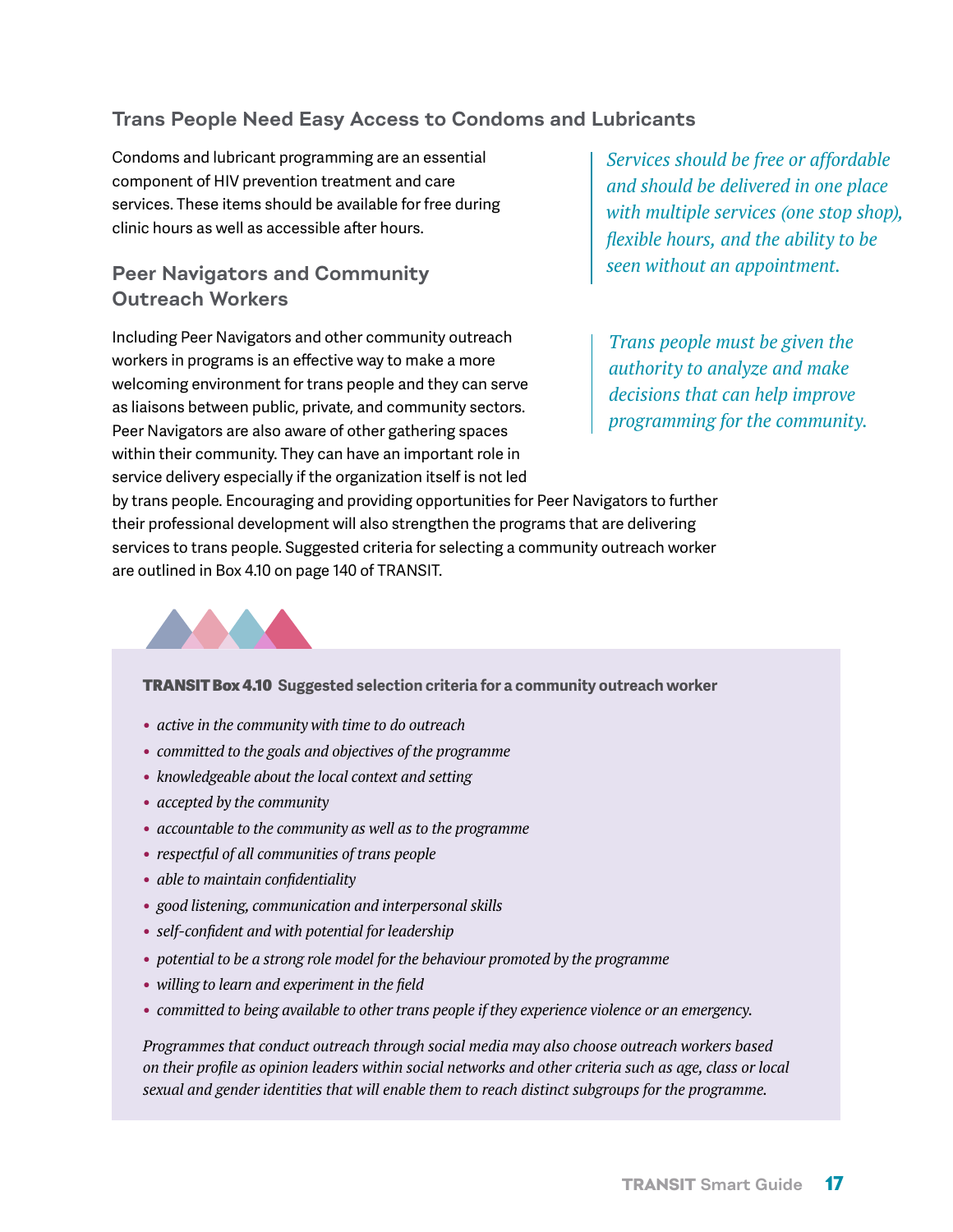### Trans People Need Easy Access to Condoms and Lubricants

Condoms and lubricant programming are an essential component of HIV prevention treatment and care services. These items should be available for free during clinic hours as well as accessible after hours.

> *Services should be free or affordable and should be delivered in one place with multiple services (one stop shop), flexible hours, and the ability to be seen without an appointment.*

### Peer Navigators and Community Outreach Workers

Including Peer Navigators and other community outreach workers in programs is an effective way to make a more welcoming environment for trans people and they can serve as liaisons between public, private, and community sectors. Peer Navigators are also aware of other gathering spaces within their community. They can have an important role in service delivery especially if the organization itself is not led by trans people. Encouraging and providing opportunities for Peer Navigators to further their professional development will also strengthen the programs that are delivering services to trans people. Suggested criteria for selecting a community outreach worker are outlined in Box 4.10 on page 140 of TRANSIT.

> *Trans people must be given the authority to analyze and make decisions that can help improve programming for the community.*

**TRANSIT Box 4.10 Suggested selection criteria for a community outreach worker**

- *active in the community with time to do outreach*
- *committed to the goals and objectives of the programme*
- *knowledgeable about the local context and setting*
- *accepted by the community*
- *accountable to the community as well as to the programme*
- *respectful of all communities of trans people*
- *able to maintain confidentiality*
- *good listening, communication and interpersonal skills*
- *self-confident and with potential for leadership*
- *potential to be a strong role model for the behaviour promoted by the programme*
- *willing to learn and experiment in the field*
- *committed to being available to other trans people if they experience violence or an emergency.*

*Programmes that conduct outreach through social media may also choose outreach workers based on their profile as opinion leaders within social networks and other criteria such as age, class or local sexual and gender identities that will enable them to reach distinct subgroups for the programme.*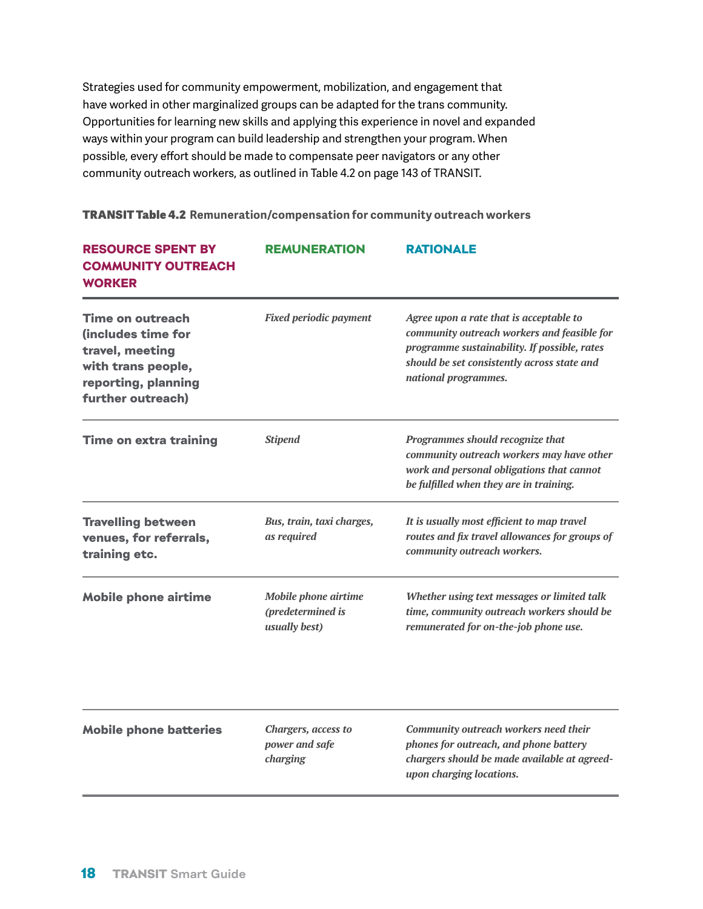Strategies used for community empowerment, mobilization, and engagement that have worked in other marginalized groups can be adapted for the trans community. Opportunities for learning new skills and applying this experience in novel and expanded ways within your program can build leadership and strengthen your program. When possible, every effort should be made to compensate peer navigators or any other community outreach workers, as outlined in Table 4.2 on page 143 of TRANSIT.

**TRANSIT Table 4.2** Remuneration/compensation for community outreach workers

| RESOURCE SPENT BY COMMUNITY OUTREACH WORKER | REMUNERATION | RATIONALE |
|---|---|---|
| **Time on outreach (includes time for travel, meeting with trans people, reporting, planning further outreach)** | *Fixed periodic payment* | *Agree upon a rate that is acceptable to community outreach workers and feasible for programme sustainability. If possible, rates should be set consistently across state and national programmes.* |
| **Time on extra training** | *Stipend* | *Programmes should recognize that community outreach workers may have other work and personal obligations that cannot be fulfilled when they are in training.* |
| **Travelling between venues, for referrals, training etc.** | *Bus, train, taxi charges, as required* | *It is usually most efficient to map travel routes and fix travel allowances for groups of community outreach workers.* |
| **Mobile phone airtime** | *Mobile phone airtime (predetermined is usually best)* | *Whether using text messages or limited talk time, community outreach workers should be remunerated for on-the-job phone use.* |
| **Mobile phone batteries** | *Chargers, access to power and safe charging* | *Community outreach workers need their phones for outreach, and phone battery chargers should be made available at agreed-upon charging locations.* |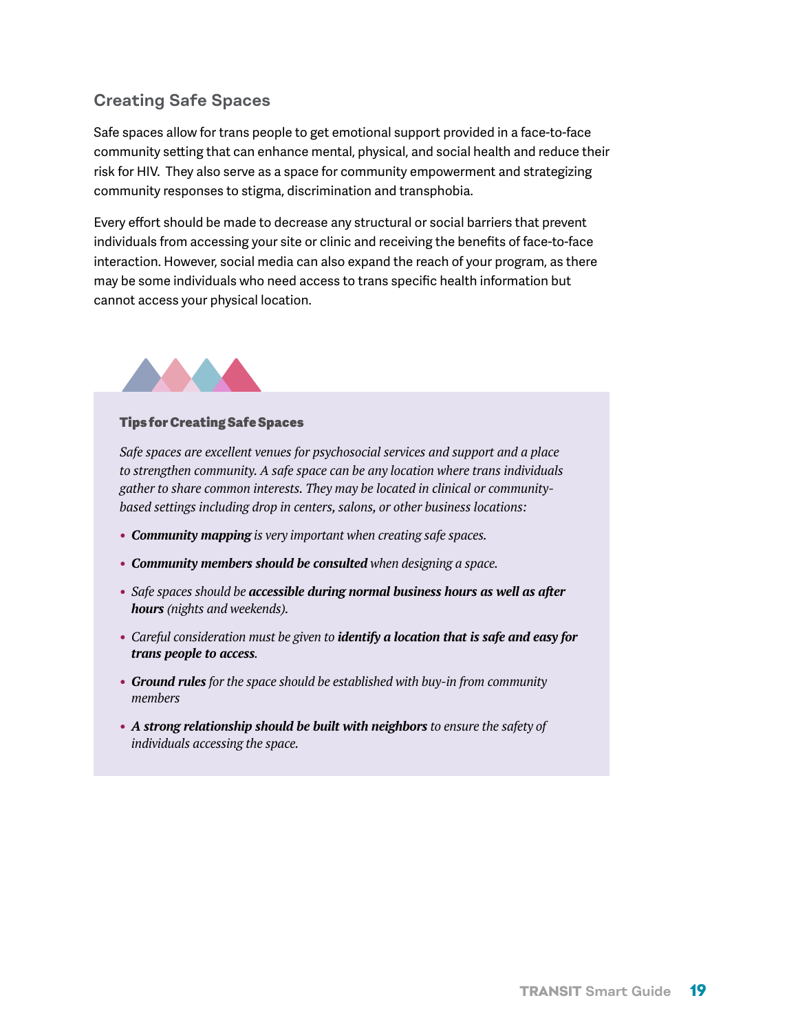## Creating Safe Spaces

Safe spaces allow for trans people to get emotional support provided in a face-to-face community setting that can enhance mental, physical, and social health and reduce their risk for HIV. They also serve as a space for community empowerment and strategizing community responses to stigma, discrimination and transphobia.

Every effort should be made to decrease any structural or social barriers that prevent individuals from accessing your site or clinic and receiving the benefits of face-to-face interaction. However, social media can also expand the reach of your program, as there may be some individuals who need access to trans specific health information but cannot access your physical location.

### Tips for Creating Safe Spaces

*Safe spaces are excellent venues for psychosocial services and support and a place to strengthen community. A safe space can be any location where trans individuals gather to share common interests. They may be located in clinical or community-based settings including drop in centers, salons, or other business locations:*

- ***Community mapping** is very important when creating safe spaces.*
- ***Community members should be consulted** when designing a space.*
- *Safe spaces should be **accessible during normal business hours as well as after hours** (nights and weekends).*
- *Careful consideration must be given to **identify a location that is safe and easy for trans people to access**.*
- ***Ground rules** for the space should be established with buy-in from community members*
- ***A strong relationship should be built with neighbors** to ensure the safety of individuals accessing the space.*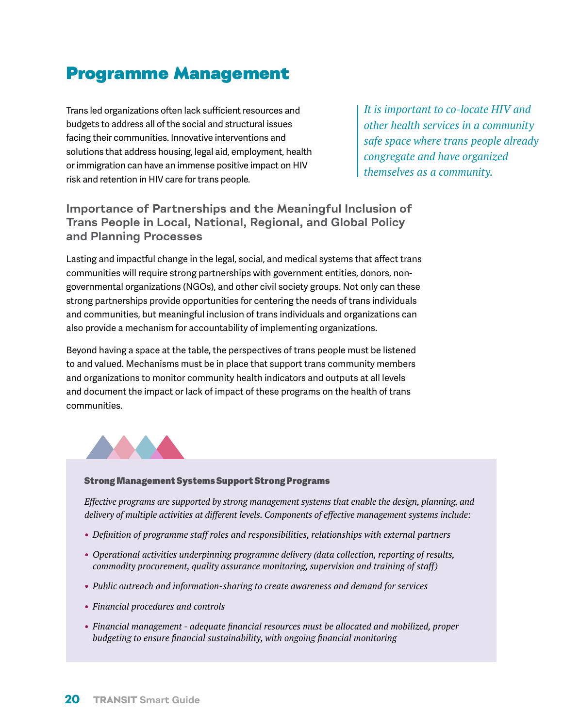# Programme Management

Trans led organizations often lack sufficient resources and budgets to address all of the social and structural issues facing their communities. Innovative interventions and solutions that address housing, legal aid, employment, health or immigration can have an immense positive impact on HIV risk and retention in HIV care for trans people.

*It is important to co-locate HIV and other health services in a community safe space where trans people already congregate and have organized themselves as a community.*

## Importance of Partnerships and the Meaningful Inclusion of Trans People in Local, National, Regional, and Global Policy and Planning Processes

Lasting and impactful change in the legal, social, and medical systems that affect trans communities will require strong partnerships with government entities, donors, non-governmental organizations (NGOs), and other civil society groups. Not only can these strong partnerships provide opportunities for centering the needs of trans individuals and communities, but meaningful inclusion of trans individuals and organizations can also provide a mechanism for accountability of implementing organizations.

Beyond having a space at the table, the perspectives of trans people must be listened to and valued. Mechanisms must be in place that support trans community members and organizations to monitor community health indicators and outputs at all levels and document the impact or lack of impact of these programs on the health of trans communities.

### Strong Management Systems Support Strong Programs

*Effective programs are supported by strong management systems that enable the design, planning, and delivery of multiple activities at different levels. Components of effective management systems include:*

- *Definition of programme staff roles and responsibilities, relationships with external partners*
- *Operational activities underpinning programme delivery (data collection, reporting of results, commodity procurement, quality assurance monitoring, supervision and training of staff)*
- *Public outreach and information-sharing to create awareness and demand for services*
- *Financial procedures and controls*
- *Financial management - adequate financial resources must be allocated and mobilized, proper budgeting to ensure financial sustainability, with ongoing financial monitoring*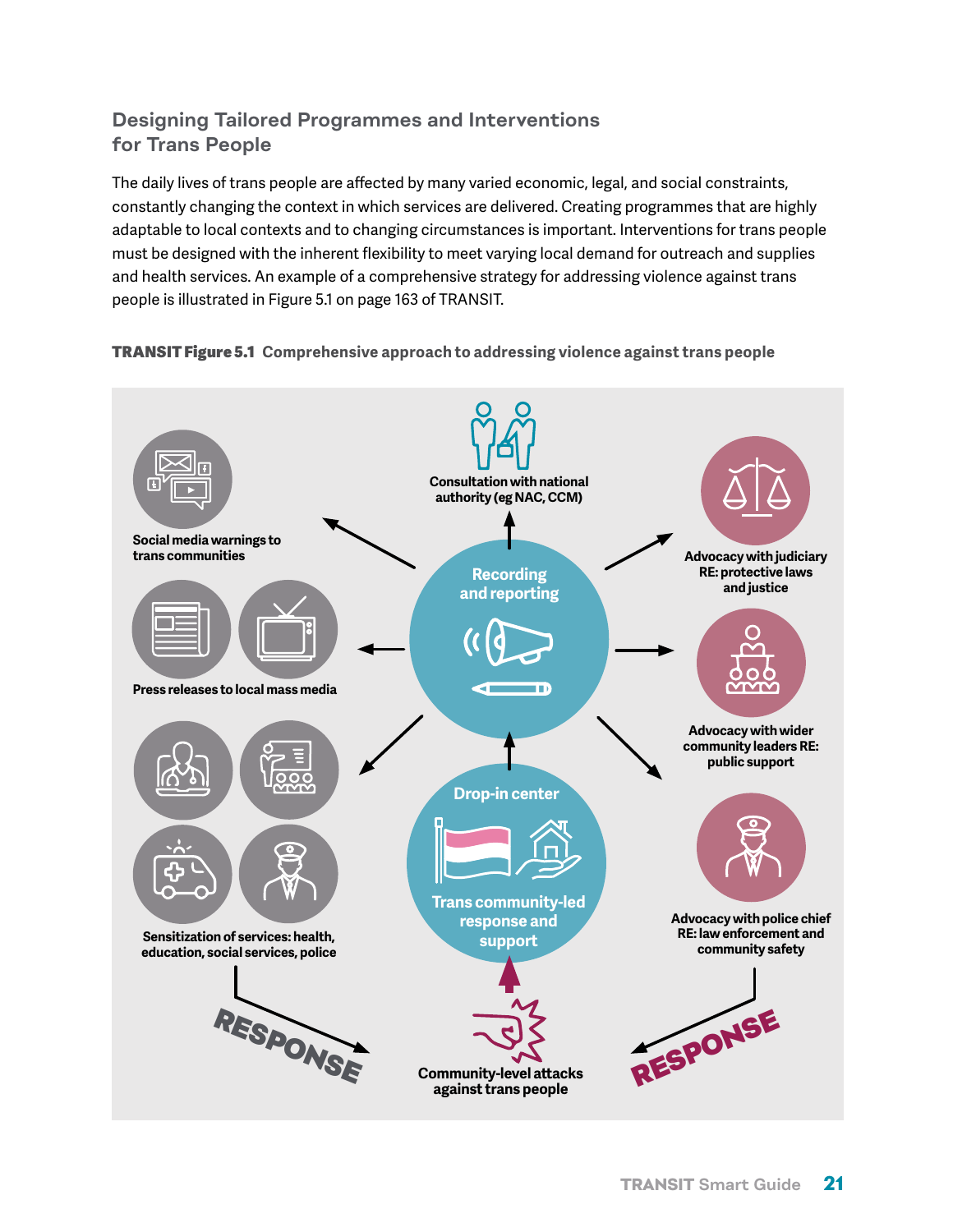### Designing Tailored Programmes and Interventions for Trans People

The daily lives of trans people are affected by many varied economic, legal, and social constraints, constantly changing the context in which services are delivered. Creating programmes that are highly adaptable to local contexts and to changing circumstances is important. Interventions for trans people must be designed with the inherent flexibility to meet varying local demand for outreach and supplies and health services. An example of a comprehensive strategy for addressing violence against trans people is illustrated in Figure 5.1 on page 163 of TRANSIT.

**TRANSIT Figure 5.1** Comprehensive approach to addressing violence against trans people

Consultation with national authority (eg NAC, CCM)

Social media warnings to trans communities

Advocacy with judiciary RE: protective laws and justice

Recording and reporting

Press releases to local mass media

Advocacy with wider community leaders RE: public support

Sensitization of services: health, education, social services, police

Drop-in center

Trans community-led response and support

Advocacy with police chief RE: law enforcement and community safety

RESPONSE

Community-level attacks against trans people

RESPONSE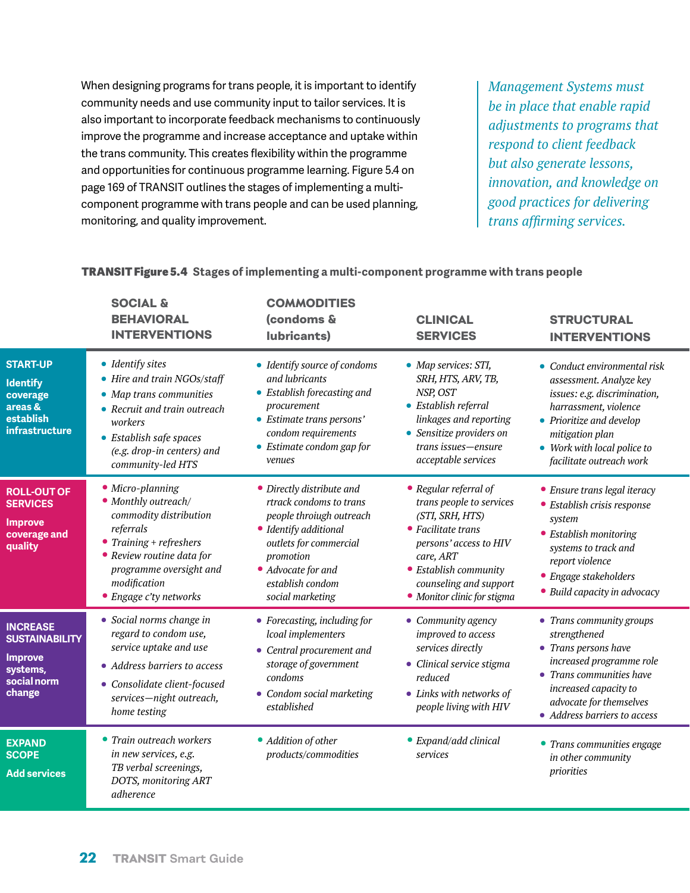When designing programs for trans people, it is important to identify community needs and use community input to tailor services. It is also important to incorporate feedback mechanisms to continuously improve the programme and increase acceptance and uptake within the trans community. This creates flexibility within the programme and opportunities for continuous programme learning. Figure 5.4 on page 169 of TRANSIT outlines the stages of implementing a multi-component programme with trans people and can be used planning, monitoring, and quality improvement.

> *Management Systems must be in place that enable rapid adjustments to programs that respond to client feedback but also generate lessons, innovation, and knowledge on good practices for delivering trans affirming services.*

**TRANSIT Figure 5.4** **Stages of implementing a multi-component programme with trans people**

| | SOCIAL & BEHAVIORAL INTERVENTIONS | COMMODITIES (condoms & lubricants) | CLINICAL SERVICES | STRUCTURAL INTERVENTIONS |
|---|---|---|---|---|
| **START-UP** **Identify coverage areas & establish infrastructure** | • *Identify sites*<br>• *Hire and train NGOs/staff*<br>• *Map trans communities*<br>• *Recruit and train outreach workers*<br>• *Establish safe spaces (e.g. drop-in centers) and community-led HTS* | • *Identify source of condoms and lubricants*<br>• *Establish forecasting and procurement*<br>• *Estimate trans persons' condom requirements*<br>• *Estimate condom gap for venues* | • *Map services: STI, SRH, HTS, ARV, TB, NSP, OST*<br>• *Establish referral linkages and reporting*<br>• *Sensitize providers on trans issues—ensure acceptable services* | • *Conduct environmental risk assessment. Analyze key issues: e.g. discrimination, harrassment, violence*<br>• *Prioritize and develop mitigation plan*<br>• *Work with local police to facilitate outreach work* |
| **ROLL-OUT OF SERVICES** **Improve coverage and quality** | • *Micro-planning*<br>• *Monthly outreach/ commodity distribution referrals*<br>• *Training + refreshers*<br>• *Review routine data for programme oversight and modification*<br>• *Engage c'ty networks* | • *Directly distribute and rtrack condoms to trans people throiugh outreach*<br>• *Identify additional outlets for commercial promotion*<br>• *Advocate for and establish condom social marketing* | • *Regular referral of trans people to services (STI, SRH, HTS)*<br>• *Facilitate trans persons' access to HIV care, ART*<br>• *Establish community counseling and support*<br>• *Monitor clinic for stigma* | • *Ensure trans legal iteracy*<br>• *Establish crisis response system*<br>• *Establish monitoring systems to track and report violence*<br>• *Engage stakeholders*<br>• *Build capacity in advocacy* |
| **INCREASE SUSTAINABILITY** **Improve systems, social norm change** | • *Social norms change in regard to condom use, service uptake and use*<br>• *Address barriers to access*<br>• *Consolidate client-focused services—night outreach, home testing* | • *Forecasting, including for lcoal implementers*<br>• *Central procurement and storage of government condoms*<br>• *Condom social marketing established* | • *Community agency improved to access services directly*<br>• *Clinical service stigma reduced*<br>• *Links with networks of people living with HIV* | • *Trans community groups strengthened*<br>• *Trans persons have increased programme role*<br>• *Trans communities have increased capacity to advocate for themselves*<br>• *Address barriers to access* |
| **EXPAND SCOPE** **Add services** | • *Train outreach workers in new services, e.g. TB verbal screenings, DOTS, monitoring ART adherence* | • *Addition of other products/commodities* | • *Expand/add clinical services* | • *Trans communities engage in other community priorities* |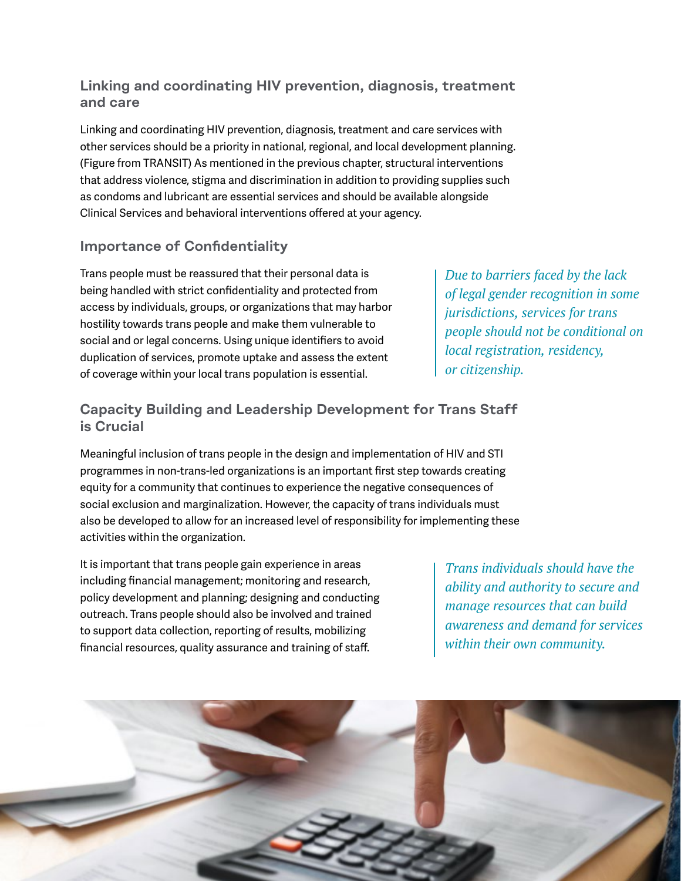## Linking and coordinating HIV prevention, diagnosis, treatment and care

Linking and coordinating HIV prevention, diagnosis, treatment and care services with other services should be a priority in national, regional, and local development planning. (Figure from TRANSIT) As mentioned in the previous chapter, structural interventions that address violence, stigma and discrimination in addition to providing supplies such as condoms and lubricant are essential services and should be available alongside Clinical Services and behavioral interventions offered at your agency.

## Importance of Confidentiality

Trans people must be reassured that their personal data is being handled with strict confidentiality and protected from access by individuals, groups, or organizations that may harbor hostility towards trans people and make them vulnerable to social and or legal concerns. Using unique identifiers to avoid duplication of services, promote uptake and assess the extent of coverage within your local trans population is essential.

> *Due to barriers faced by the lack of legal gender recognition in some jurisdictions, services for trans people should not be conditional on local registration, residency, or citizenship.*

## Capacity Building and Leadership Development for Trans Staff is Crucial

Meaningful inclusion of trans people in the design and implementation of HIV and STI programmes in non-trans-led organizations is an important first step towards creating equity for a community that continues to experience the negative consequences of social exclusion and marginalization. However, the capacity of trans individuals must also be developed to allow for an increased level of responsibility for implementing these activities within the organization.

It is important that trans people gain experience in areas including financial management; monitoring and research, policy development and planning; designing and conducting outreach. Trans people should also be involved and trained to support data collection, reporting of results, mobilizing financial resources, quality assurance and training of staff.

> *Trans individuals should have the ability and authority to secure and manage resources that can build awareness and demand for services within their own community.*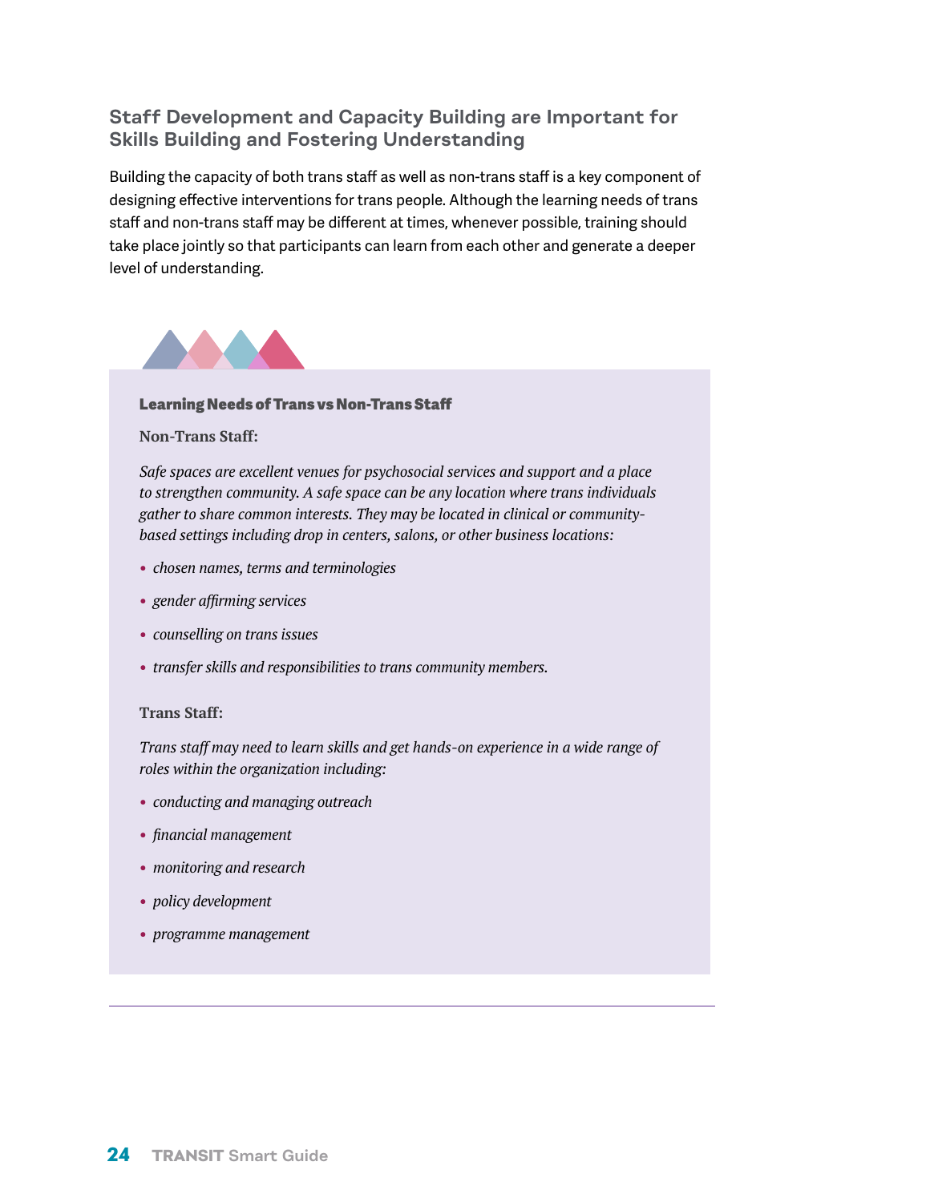## Staff Development and Capacity Building are Important for Skills Building and Fostering Understanding

Building the capacity of both trans staff as well as non-trans staff is a key component of designing effective interventions for trans people. Although the learning needs of trans staff and non-trans staff may be different at times, whenever possible, training should take place jointly so that participants can learn from each other and generate a deeper level of understanding.

### Learning Needs of Trans vs Non-Trans Staff

**Non-Trans Staff:**

*Safe spaces are excellent venues for psychosocial services and support and a place to strengthen community. A safe space can be any location where trans individuals gather to share common interests. They may be located in clinical or community-based settings including drop in centers, salons, or other business locations:*

- *chosen names, terms and terminologies*
- *gender affirming services*
- *counselling on trans issues*
- *transfer skills and responsibilities to trans community members.*

**Trans Staff:**

*Trans staff may need to learn skills and get hands-on experience in a wide range of roles within the organization including:*

- *conducting and managing outreach*
- *financial management*
- *monitoring and research*
- *policy development*
- *programme management*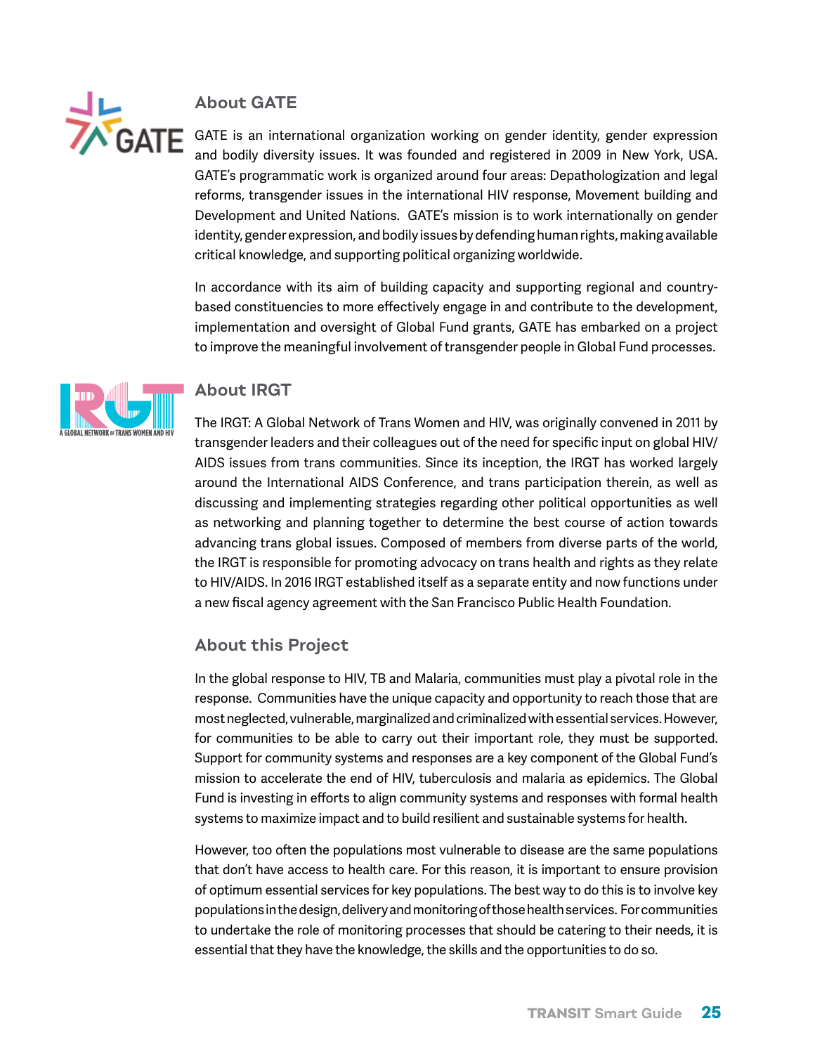## About GATE

GATE is an international organization working on gender identity, gender expression and bodily diversity issues. It was founded and registered in 2009 in New York, USA. GATE's programmatic work is organized around four areas: Depathologization and legal reforms, transgender issues in the international HIV response, Movement building and Development and United Nations. GATE's mission is to work internationally on gender identity, gender expression, and bodily issues by defending human rights, making available critical knowledge, and supporting political organizing worldwide.

In accordance with its aim of building capacity and supporting regional and country-based constituencies to more effectively engage in and contribute to the development, implementation and oversight of Global Fund grants, GATE has embarked on a project to improve the meaningful involvement of transgender people in Global Fund processes.

## About IRGT

The IRGT: A Global Network of Trans Women and HIV, was originally convened in 2011 by transgender leaders and their colleagues out of the need for specific input on global HIV/AIDS issues from trans communities. Since its inception, the IRGT has worked largely around the International AIDS Conference, and trans participation therein, as well as discussing and implementing strategies regarding other political opportunities as well as networking and planning together to determine the best course of action towards advancing trans global issues. Composed of members from diverse parts of the world, the IRGT is responsible for promoting advocacy on trans health and rights as they relate to HIV/AIDS. In 2016 IRGT established itself as a separate entity and now functions under a new fiscal agency agreement with the San Francisco Public Health Foundation.

## About this Project

In the global response to HIV, TB and Malaria, communities must play a pivotal role in the response. Communities have the unique capacity and opportunity to reach those that are most neglected, vulnerable, marginalized and criminalized with essential services. However, for communities to be able to carry out their important role, they must be supported. Support for community systems and responses are a key component of the Global Fund's mission to accelerate the end of HIV, tuberculosis and malaria as epidemics. The Global Fund is investing in efforts to align community systems and responses with formal health systems to maximize impact and to build resilient and sustainable systems for health.

However, too often the populations most vulnerable to disease are the same populations that don't have access to health care. For this reason, it is important to ensure provision of optimum essential services for key populations. The best way to do this is to involve key populations in the design, delivery and monitoring of those health services. For communities to undertake the role of monitoring processes that should be catering to their needs, it is essential that they have the knowledge, the skills and the opportunities to do so.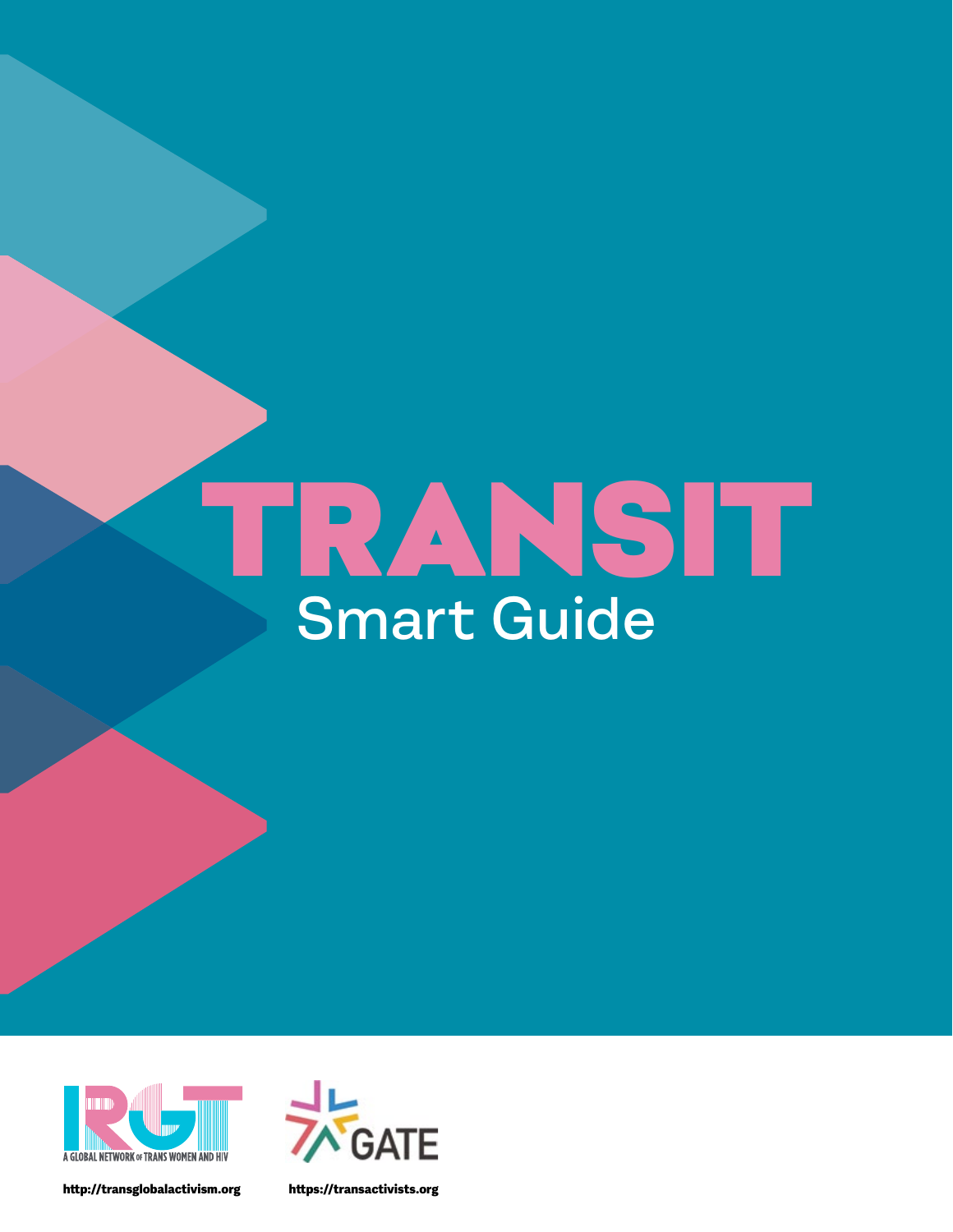# TRANSIT

## Smart Guide

A GLOBAL NETWORK OF TRANS WOMEN AND HIV

http://transglobalactivism.org

GATE

https://transactivists.org